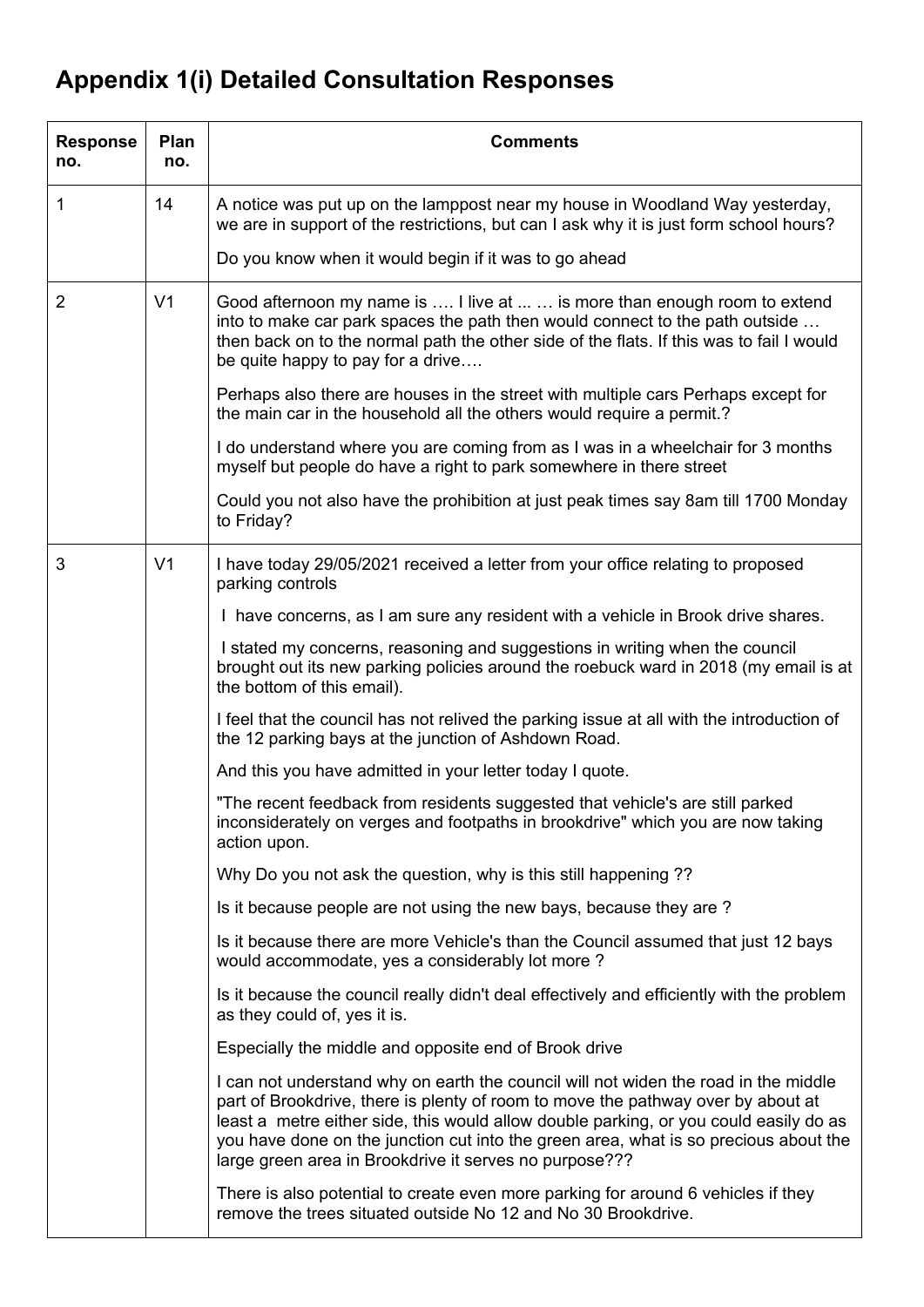# Appendix 1(i) Detailed Consultation Responses

| Response no. | Plan no. | Comments |
|---|---|---|
| 1 | 14 | A notice was put up on the lamppost near my house in Woodland Way yesterday, we are in support of the restrictions, but can I ask why it is just form school hours?<br><br>Do you know when it would begin if it was to go ahead |
| 2 | V1 | Good afternoon my name is …. I live at ... … is more than enough room to extend into to make car park spaces the path then would connect to the path outside … then back on to the normal path the other side of the flats. If this was to fail I would be quite happy to pay for a drive….<br><br>Perhaps also there are houses in the street with multiple cars Perhaps except for the main car in the household all the others would require a permit.?<br><br>I do understand where you are coming from as I was in a wheelchair for 3 months myself but people do have a right to park somewhere in there street<br><br>Could you not also have the prohibition at just peak times say 8am till 1700 Monday to Friday? |
| 3 | V1 | I have today 29/05/2021 received a letter from your office relating to proposed parking controls<br><br>I have concerns, as I am sure any resident with a vehicle in Brook drive shares.<br><br>I stated my concerns, reasoning and suggestions in writing when the council brought out its new parking policies around the roebuck ward in 2018 (my email is at the bottom of this email).<br><br>I feel that the council has not relived the parking issue at all with the introduction of the 12 parking bays at the junction of Ashdown Road.<br><br>And this you have admitted in your letter today I quote.<br><br>"The recent feedback from residents suggested that vehicle's are still parked inconsiderately on verges and footpaths in brookdrive" which you are now taking action upon.<br><br>Why Do you not ask the question, why is this still happening ??<br><br>Is it because people are not using the new bays, because they are ?<br><br>Is it because there are more Vehicle's than the Council assumed that just 12 bays would accommodate, yes a considerably lot more ?<br><br>Is it because the council really didn't deal effectively and efficiently with the problem as they could of, yes it is.<br><br>Especially the middle and opposite end of Brook drive<br><br>I can not understand why on earth the council will not widen the road in the middle part of Brookdrive, there is plenty of room to move the pathway over by about at least a metre either side, this would allow double parking, or you could easily do as you have done on the junction cut into the green area, what is so precious about the large green area in Brookdrive it serves no purpose???<br><br>There is also potential to create even more parking for around 6 vehicles if they remove the trees situated outside No 12 and No 30 Brookdrive. |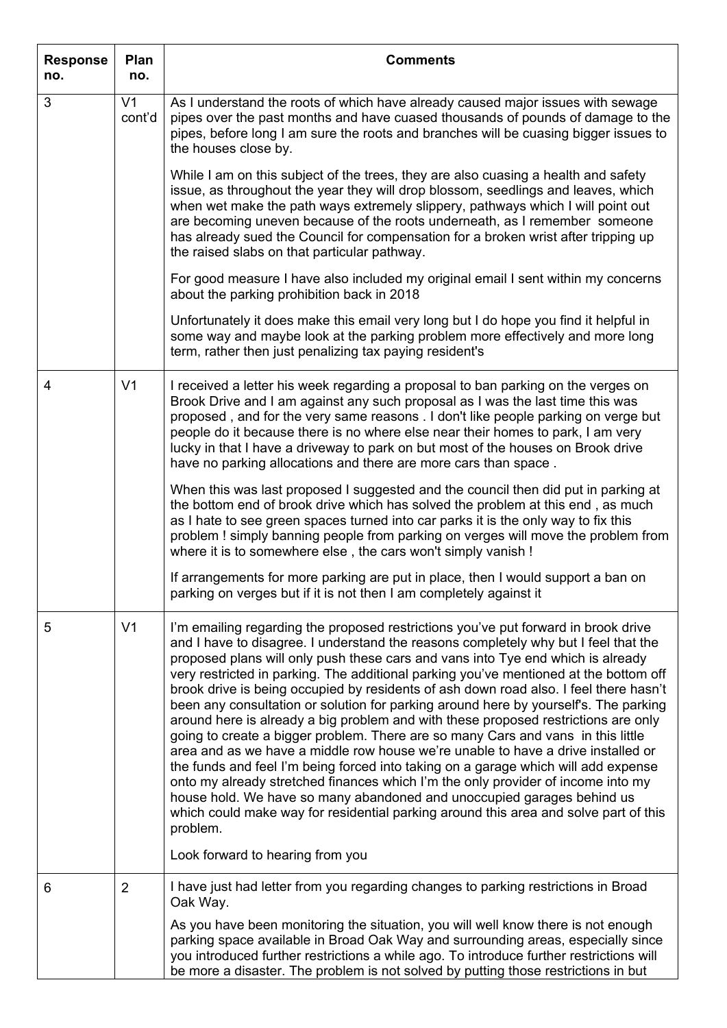| Response no. | Plan no. | Comments |
|---|---|---|
| 3 | V1 cont'd | As I understand the roots of which have already caused major issues with sewage pipes over the past months and have cuased thousands of pounds of damage to the pipes, before long I am sure the roots and branches will be cuasing bigger issues to the houses close by.<br><br>While I am on this subject of the trees, they are also cuasing a health and safety issue, as throughout the year they will drop blossom, seedlings and leaves, which when wet make the path ways extremely slippery, pathways which I will point out are becoming uneven because of the roots underneath, as I remember someone has already sued the Council for compensation for a broken wrist after tripping up the raised slabs on that particular pathway.<br><br>For good measure I have also included my original email I sent within my concerns about the parking prohibition back in 2018<br><br>Unfortunately it does make this email very long but I do hope you find it helpful in some way and maybe look at the parking problem more effectively and more long term, rather then just penalizing tax paying resident's |
| 4 | V1 | I received a letter his week regarding a proposal to ban parking on the verges on Brook Drive and I am against any such proposal as I was the last time this was proposed , and for the very same reasons . I don't like people parking on verge but people do it because there is no where else near their homes to park, I am very lucky in that I have a driveway to park on but most of the houses on Brook drive have no parking allocations and there are more cars than space .<br><br>When this was last proposed I suggested and the council then did put in parking at the bottom end of brook drive which has solved the problem at this end , as much as I hate to see green spaces turned into car parks it is the only way to fix this problem ! simply banning people from parking on verges will move the problem from where it is to somewhere else , the cars won't simply vanish !<br><br>If arrangements for more parking are put in place, then I would support a ban on parking on verges but if it is not then I am completely against it |
| 5 | V1 | I'm emailing regarding the proposed restrictions you've put forward in brook drive and I have to disagree. I understand the reasons completely why but I feel that the proposed plans will only push these cars and vans into Tye end which is already very restricted in parking. The additional parking you've mentioned at the bottom off brook drive is being occupied by residents of ash down road also. I feel there hasn't been any consultation or solution for parking around here by yourself's. The parking around here is already a big problem and with these proposed restrictions are only going to create a bigger problem. There are so many Cars and vans in this little area and as we have a middle row house we're unable to have a drive installed or the funds and feel I'm being forced into taking on a garage which will add expense onto my already stretched finances which I'm the only provider of income into my house hold. We have so many abandoned and unoccupied garages behind us which could make way for residential parking around this area and solve part of this problem.<br><br>Look forward to hearing from you |
| 6 | 2 | I have just had letter from you regarding changes to parking restrictions in Broad Oak Way.<br><br>As you have been monitoring the situation, you will well know there is not enough parking space available in Broad Oak Way and surrounding areas, especially since you introduced further restrictions a while ago. To introduce further restrictions will be more a disaster. The problem is not solved by putting those restrictions in but |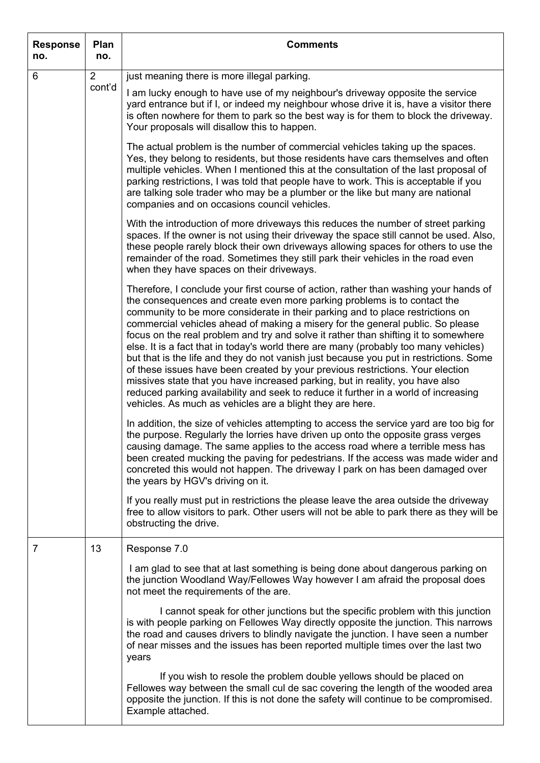| Response no. | Plan no. | Comments |
|---|---|---|
| 6 | 2 cont'd | just meaning there is more illegal parking.<br><br>I am lucky enough to have use of my neighbour's driveway opposite the service yard entrance but if I, or indeed my neighbour whose drive it is, have a visitor there is often nowhere for them to park so the best way is for them to block the driveway. Your proposals will disallow this to happen.<br><br>The actual problem is the number of commercial vehicles taking up the spaces. Yes, they belong to residents, but those residents have cars themselves and often multiple vehicles. When I mentioned this at the consultation of the last proposal of parking restrictions, I was told that people have to work. This is acceptable if you are talking sole trader who may be a plumber or the like but many are national companies and on occasions council vehicles.<br><br>With the introduction of more driveways this reduces the number of street parking spaces. If the owner is not using their driveway the space still cannot be used. Also, these people rarely block their own driveways allowing spaces for others to use the remainder of the road. Sometimes they still park their vehicles in the road even when they have spaces on their driveways.<br><br>Therefore, I conclude your first course of action, rather than washing your hands of the consequences and create even more parking problems is to contact the community to be more considerate in their parking and to place restrictions on commercial vehicles ahead of making a misery for the general public. So please focus on the real problem and try and solve it rather than shifting it to somewhere else. It is a fact that in today's world there are many (probably too many vehicles) but that is the life and they do not vanish just because you put in restrictions. Some of these issues have been created by your previous restrictions. Your election missives state that you have increased parking, but in reality, you have also reduced parking availability and seek to reduce it further in a world of increasing vehicles. As much as vehicles are a blight they are here.<br><br>In addition, the size of vehicles attempting to access the service yard are too big for the purpose. Regularly the lorries have driven up onto the opposite grass verges causing damage. The same applies to the access road where a terrible mess has been created mucking the paving for pedestrians. If the access was made wider and concreted this would not happen. The driveway I park on has been damaged over the years by HGV's driving on it.<br><br>If you really must put in restrictions the please leave the area outside the driveway free to allow visitors to park. Other users will not be able to park there as they will be obstructing the drive. |
| 7 | 13 | Response 7.0<br><br>I am glad to see that at last something is being done about dangerous parking on the junction Woodland Way/Fellowes Way however I am afraid the proposal does not meet the requirements of the are.<br><br>I cannot speak for other junctions but the specific problem with this junction is with people parking on Fellowes Way directly opposite the junction. This narrows the road and causes drivers to blindly navigate the junction. I have seen a number of near misses and the issues has been reported multiple times over the last two years<br><br>If you wish to resole the problem double yellows should be placed on Fellowes way between the small cul de sac covering the length of the wooded area opposite the junction. If this is not done the safety will continue to be compromised. Example attached. |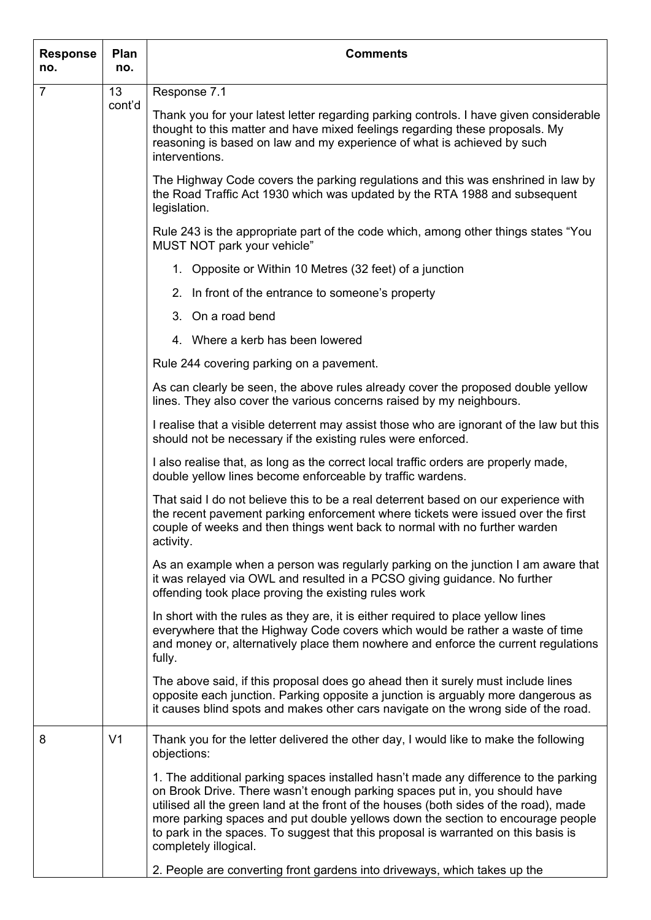| Response no. | Plan no. | Comments |
|---|---|---|
| 7 | 13 cont'd | Response 7.1<br><br>Thank you for your latest letter regarding parking controls. I have given considerable thought to this matter and have mixed feelings regarding these proposals. My reasoning is based on law and my experience of what is achieved by such interventions.<br><br>The Highway Code covers the parking regulations and this was enshrined in law by the Road Traffic Act 1930 which was updated by the RTA 1988 and subsequent legislation.<br><br>Rule 243 is the appropriate part of the code which, among other things states "You MUST NOT park your vehicle"<br><br>1. Opposite or Within 10 Metres (32 feet) of a junction<br>2. In front of the entrance to someone's property<br>3. On a road bend<br>4. Where a kerb has been lowered<br><br>Rule 244 covering parking on a pavement.<br><br>As can clearly be seen, the above rules already cover the proposed double yellow lines. They also cover the various concerns raised by my neighbours.<br><br>I realise that a visible deterrent may assist those who are ignorant of the law but this should not be necessary if the existing rules were enforced.<br><br>I also realise that, as long as the correct local traffic orders are properly made, double yellow lines become enforceable by traffic wardens.<br><br>That said I do not believe this to be a real deterrent based on our experience with the recent pavement parking enforcement where tickets were issued over the first couple of weeks and then things went back to normal with no further warden activity.<br><br>As an example when a person was regularly parking on the junction I am aware that it was relayed via OWL and resulted in a PCSO giving guidance. No further offending took place proving the existing rules work<br><br>In short with the rules as they are, it is either required to place yellow lines everywhere that the Highway Code covers which would be rather a waste of time and money or, alternatively place them nowhere and enforce the current regulations fully.<br><br>The above said, if this proposal does go ahead then it surely must include lines opposite each junction. Parking opposite a junction is arguably more dangerous as it causes blind spots and makes other cars navigate on the wrong side of the road. |
| 8 | V1 | Thank you for the letter delivered the other day, I would like to make the following objections:<br><br>1. The additional parking spaces installed hasn't made any difference to the parking on Brook Drive. There wasn't enough parking spaces put in, you should have utilised all the green land at the front of the houses (both sides of the road), made more parking spaces and put double yellows down the section to encourage people to park in the spaces. To suggest that this proposal is warranted on this basis is completely illogical.<br><br>2. People are converting front gardens into driveways, which takes up the |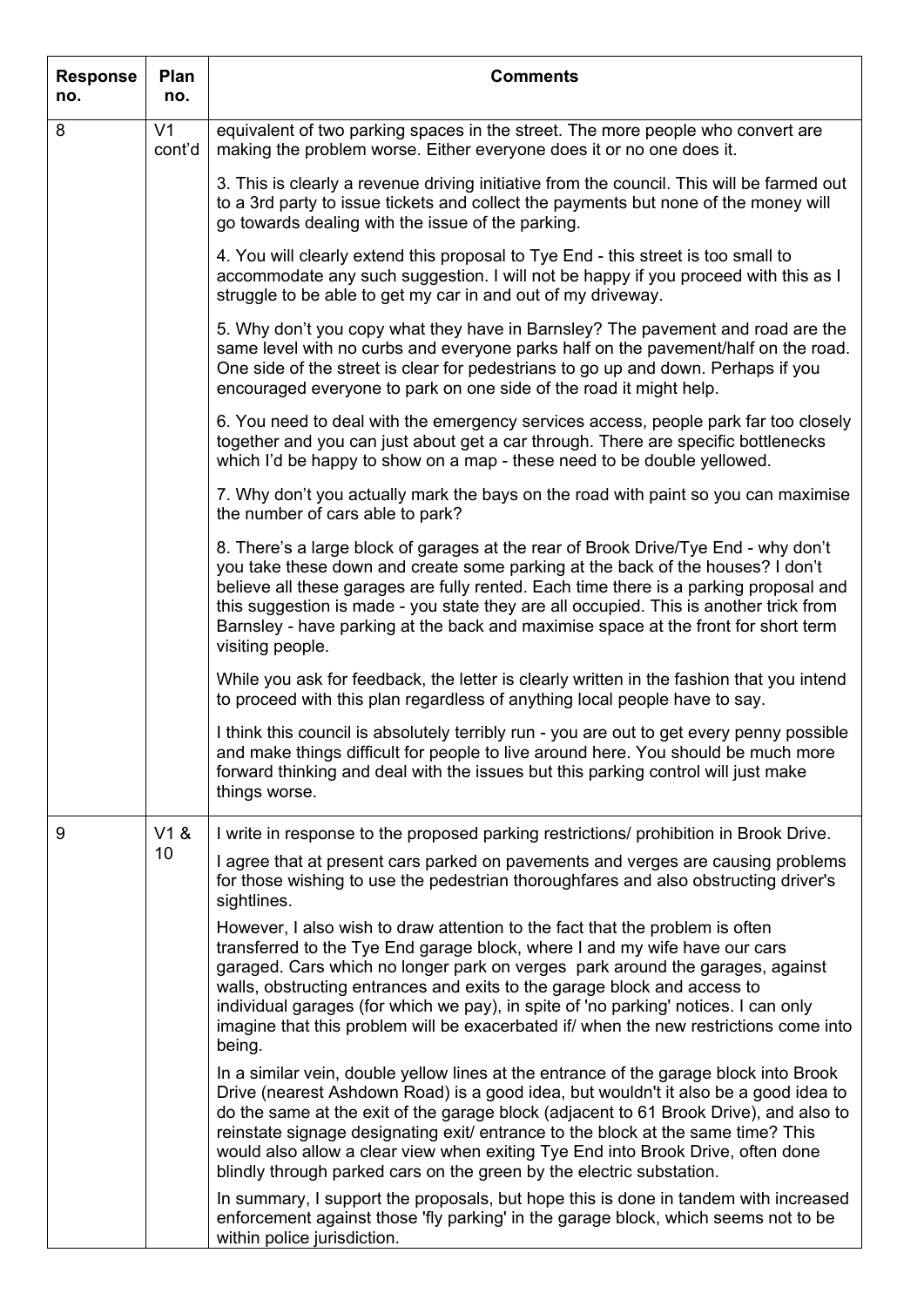| Response no. | Plan no. | Comments |
|---|---|---|
| 8 | V1 cont'd | equivalent of two parking spaces in the street. The more people who convert are making the problem worse. Either everyone does it or no one does it.<br><br>3. This is clearly a revenue driving initiative from the council. This will be farmed out to a 3rd party to issue tickets and collect the payments but none of the money will go towards dealing with the issue of the parking.<br><br>4. You will clearly extend this proposal to Tye End - this street is too small to accommodate any such suggestion. I will not be happy if you proceed with this as I struggle to be able to get my car in and out of my driveway.<br><br>5. Why don't you copy what they have in Barnsley? The pavement and road are the same level with no curbs and everyone parks half on the pavement/half on the road. One side of the street is clear for pedestrians to go up and down. Perhaps if you encouraged everyone to park on one side of the road it might help.<br><br>6. You need to deal with the emergency services access, people park far too closely together and you can just about get a car through. There are specific bottlenecks which I'd be happy to show on a map - these need to be double yellowed.<br><br>7. Why don't you actually mark the bays on the road with paint so you can maximise the number of cars able to park?<br><br>8. There's a large block of garages at the rear of Brook Drive/Tye End - why don't you take these down and create some parking at the back of the houses? I don't believe all these garages are fully rented. Each time there is a parking proposal and this suggestion is made - you state they are all occupied. This is another trick from Barnsley - have parking at the back and maximise space at the front for short term visiting people.<br><br>While you ask for feedback, the letter is clearly written in the fashion that you intend to proceed with this plan regardless of anything local people have to say.<br><br>I think this council is absolutely terribly run - you are out to get every penny possible and make things difficult for people to live around here. You should be much more forward thinking and deal with the issues but this parking control will just make things worse. |
| 9 | V1 & 10 | I write in response to the proposed parking restrictions/ prohibition in Brook Drive.<br><br>I agree that at present cars parked on pavements and verges are causing problems for those wishing to use the pedestrian thoroughfares and also obstructing driver's sightlines.<br><br>However, I also wish to draw attention to the fact that the problem is often transferred to the Tye End garage block, where I and my wife have our cars garaged. Cars which no longer park on verges park around the garages, against walls, obstructing entrances and exits to the garage block and access to individual garages (for which we pay), in spite of 'no parking' notices. I can only imagine that this problem will be exacerbated if/ when the new restrictions come into being.<br><br>In a similar vein, double yellow lines at the entrance of the garage block into Brook Drive (nearest Ashdown Road) is a good idea, but wouldn't it also be a good idea to do the same at the exit of the garage block (adjacent to 61 Brook Drive), and also to reinstate signage designating exit/ entrance to the block at the same time? This would also allow a clear view when exiting Tye End into Brook Drive, often done blindly through parked cars on the green by the electric substation.<br><br>In summary, I support the proposals, but hope this is done in tandem with increased enforcement against those 'fly parking' in the garage block, which seems not to be within police jurisdiction. |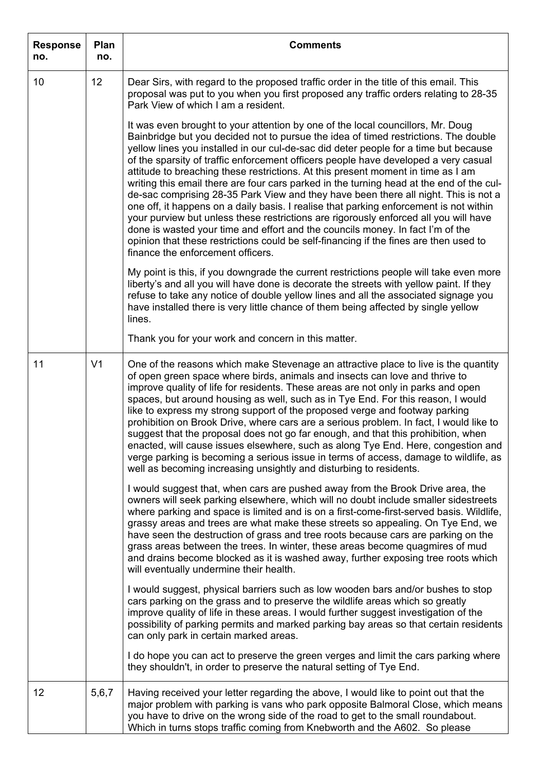| Response no. | Plan no. | Comments |
|---|---|---|
| 10 | 12 | Dear Sirs, with regard to the proposed traffic order in the title of this email. This proposal was put to you when you first proposed any traffic orders relating to 28-35 Park View of which I am a resident.<br><br>It was even brought to your attention by one of the local councillors, Mr. Doug Bainbridge but you decided not to pursue the idea of timed restrictions. The double yellow lines you installed in our cul-de-sac did deter people for a time but because of the sparsity of traffic enforcement officers people have developed a very casual attitude to breaching these restrictions. At this present moment in time as I am writing this email there are four cars parked in the turning head at the end of the cul-de-sac comprising 28-35 Park View and they have been there all night. This is not a one off, it happens on a daily basis. I realise that parking enforcement is not within your purview but unless these restrictions are rigorously enforced all you will have done is wasted your time and effort and the councils money. In fact I'm of the opinion that these restrictions could be self-financing if the fines are then used to finance the enforcement officers.<br><br>My point is this, if you downgrade the current restrictions people will take even more liberty's and all you will have done is decorate the streets with yellow paint. If they refuse to take any notice of double yellow lines and all the associated signage you have installed there is very little chance of them being affected by single yellow lines.<br><br>Thank you for your work and concern in this matter. |
| 11 | V1 | One of the reasons which make Stevenage an attractive place to live is the quantity of open green space where birds, animals and insects can love and thrive to improve quality of life for residents. These areas are not only in parks and open spaces, but around housing as well, such as in Tye End. For this reason, I would like to express my strong support of the proposed verge and footway parking prohibition on Brook Drive, where cars are a serious problem. In fact, I would like to suggest that the proposal does not go far enough, and that this prohibition, when enacted, will cause issues elsewhere, such as along Tye End. Here, congestion and verge parking is becoming a serious issue in terms of access, damage to wildlife, as well as becoming increasing unsightly and disturbing to residents.<br><br>I would suggest that, when cars are pushed away from the Brook Drive area, the owners will seek parking elsewhere, which will no doubt include smaller sidestreets where parking and space is limited and is on a first-come-first-served basis. Wildlife, grassy areas and trees are what make these streets so appealing. On Tye End, we have seen the destruction of grass and tree roots because cars are parking on the grass areas between the trees. In winter, these areas become quagmires of mud and drains become blocked as it is washed away, further exposing tree roots which will eventually undermine their health.<br><br>I would suggest, physical barriers such as low wooden bars and/or bushes to stop cars parking on the grass and to preserve the wildlife areas which so greatly improve quality of life in these areas. I would further suggest investigation of the possibility of parking permits and marked parking bay areas so that certain residents can only park in certain marked areas.<br><br>I do hope you can act to preserve the green verges and limit the cars parking where they shouldn't, in order to preserve the natural setting of Tye End. |
| 12 | 5,6,7 | Having received your letter regarding the above, I would like to point out that the major problem with parking is vans who park opposite Balmoral Close, which means you have to drive on the wrong side of the road to get to the small roundabout. Which in turns stops traffic coming from Knebworth and the A602. So please |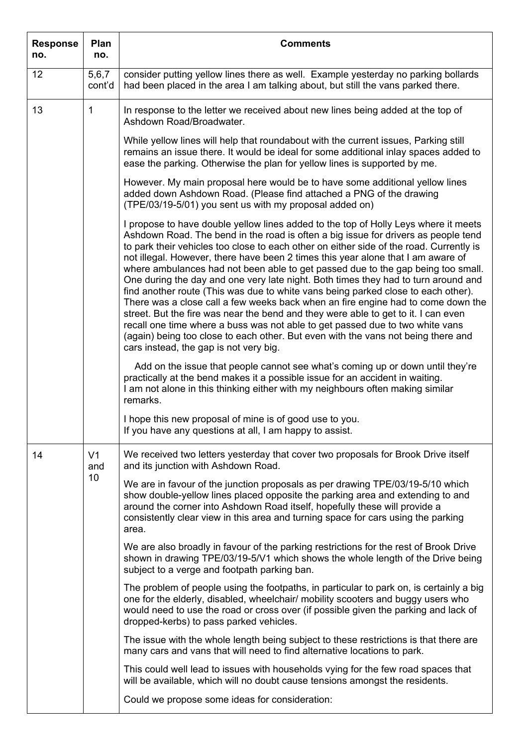| Response no. | Plan no. | Comments |
|---|---|---|
| 12 | 5,6,7 cont'd | consider putting yellow lines there as well. Example yesterday no parking bollards had been placed in the area I am talking about, but still the vans parked there. |
| 13 | 1 | In response to the letter we received about new lines being added at the top of Ashdown Road/Broadwater.<br><br>While yellow lines will help that roundabout with the current issues, Parking still remains an issue there. It would be ideal for some additional inlay spaces added to ease the parking. Otherwise the plan for yellow lines is supported by me.<br><br>However. My main proposal here would be to have some additional yellow lines added down Ashdown Road. (Please find attached a PNG of the drawing (TPE/03/19-5/01) you sent us with my proposal added on)<br><br>I propose to have double yellow lines added to the top of Holly Leys where it meets Ashdown Road. The bend in the road is often a big issue for drivers as people tend to park their vehicles too close to each other on either side of the road. Currently is not illegal. However, there have been 2 times this year alone that I am aware of where ambulances had not been able to get passed due to the gap being too small. One during the day and one very late night. Both times they had to turn around and find another route (This was due to white vans being parked close to each other). There was a close call a few weeks back when an fire engine had to come down the street. But the fire was near the bend and they were able to get to it. I can even recall one time where a buss was not able to get passed due to two white vans (again) being too close to each other. But even with the vans not being there and cars instead, the gap is not very big.<br><br>Add on the issue that people cannot see what's coming up or down until they're practically at the bend makes it a possible issue for an accident in waiting. I am not alone in this thinking either with my neighbours often making similar remarks.<br><br>I hope this new proposal of mine is of good use to you. If you have any questions at all, I am happy to assist. |
| 14 | V1 and 10 | We received two letters yesterday that cover two proposals for Brook Drive itself and its junction with Ashdown Road.<br><br>We are in favour of the junction proposals as per drawing TPE/03/19-5/10 which show double-yellow lines placed opposite the parking area and extending to and around the corner into Ashdown Road itself, hopefully these will provide a consistently clear view in this area and turning space for cars using the parking area.<br><br>We are also broadly in favour of the parking restrictions for the rest of Brook Drive shown in drawing TPE/03/19-5/V1 which shows the whole length of the Drive being subject to a verge and footpath parking ban.<br><br>The problem of people using the footpaths, in particular to park on, is certainly a big one for the elderly, disabled, wheelchair/ mobility scooters and buggy users who would need to use the road or cross over (if possible given the parking and lack of dropped-kerbs) to pass parked vehicles.<br><br>The issue with the whole length being subject to these restrictions is that there are many cars and vans that will need to find alternative locations to park.<br><br>This could well lead to issues with households vying for the few road spaces that will be available, which will no doubt cause tensions amongst the residents.<br><br>Could we propose some ideas for consideration: |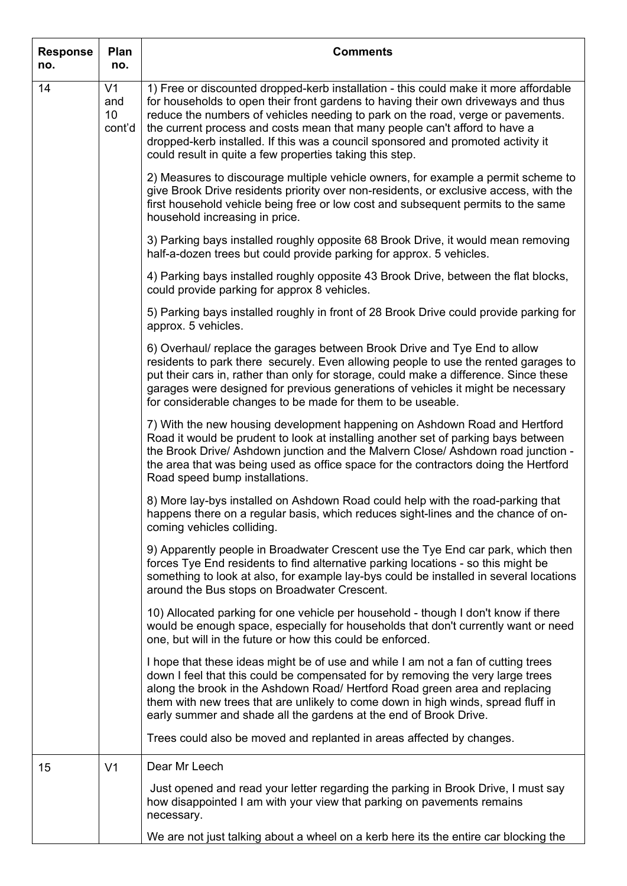| Response no. | Plan no. | Comments |
|---|---|---|
| 14 | V1 and 10 cont'd | 1) Free or discounted dropped-kerb installation - this could make it more affordable for households to open their front gardens to having their own driveways and thus reduce the numbers of vehicles needing to park on the road, verge or pavements. the current process and costs mean that many people can't afford to have a dropped-kerb installed. If this was a council sponsored and promoted activity it could result in quite a few properties taking this step.<br><br>2) Measures to discourage multiple vehicle owners, for example a permit scheme to give Brook Drive residents priority over non-residents, or exclusive access, with the first household vehicle being free or low cost and subsequent permits to the same household increasing in price.<br><br>3) Parking bays installed roughly opposite 68 Brook Drive, it would mean removing half-a-dozen trees but could provide parking for approx. 5 vehicles.<br><br>4) Parking bays installed roughly opposite 43 Brook Drive, between the flat blocks, could provide parking for approx 8 vehicles.<br><br>5) Parking bays installed roughly in front of 28 Brook Drive could provide parking for approx. 5 vehicles.<br><br>6) Overhaul/ replace the garages between Brook Drive and Tye End to allow residents to park there securely. Even allowing people to use the rented garages to put their cars in, rather than only for storage, could make a difference. Since these garages were designed for previous generations of vehicles it might be necessary for considerable changes to be made for them to be useable.<br><br>7) With the new housing development happening on Ashdown Road and Hertford Road it would be prudent to look at installing another set of parking bays between the Brook Drive/ Ashdown junction and the Malvern Close/ Ashdown road junction - the area that was being used as office space for the contractors doing the Hertford Road speed bump installations.<br><br>8) More lay-bys installed on Ashdown Road could help with the road-parking that happens there on a regular basis, which reduces sight-lines and the chance of on-coming vehicles colliding.<br><br>9) Apparently people in Broadwater Crescent use the Tye End car park, which then forces Tye End residents to find alternative parking locations - so this might be something to look at also, for example lay-bys could be installed in several locations around the Bus stops on Broadwater Crescent.<br><br>10) Allocated parking for one vehicle per household - though I don't know if there would be enough space, especially for households that don't currently want or need one, but will in the future or how this could be enforced.<br><br>I hope that these ideas might be of use and while I am not a fan of cutting trees down I feel that this could be compensated for by removing the very large trees along the brook in the Ashdown Road/ Hertford Road green area and replacing them with new trees that are unlikely to come down in high winds, spread fluff in early summer and shade all the gardens at the end of Brook Drive.<br><br>Trees could also be moved and replanted in areas affected by changes. |
| 15 | V1 | Dear Mr Leech<br><br>Just opened and read your letter regarding the parking in Brook Drive, I must say how disappointed I am with your view that parking on pavements remains necessary.<br><br>We are not just talking about a wheel on a kerb here its the entire car blocking the |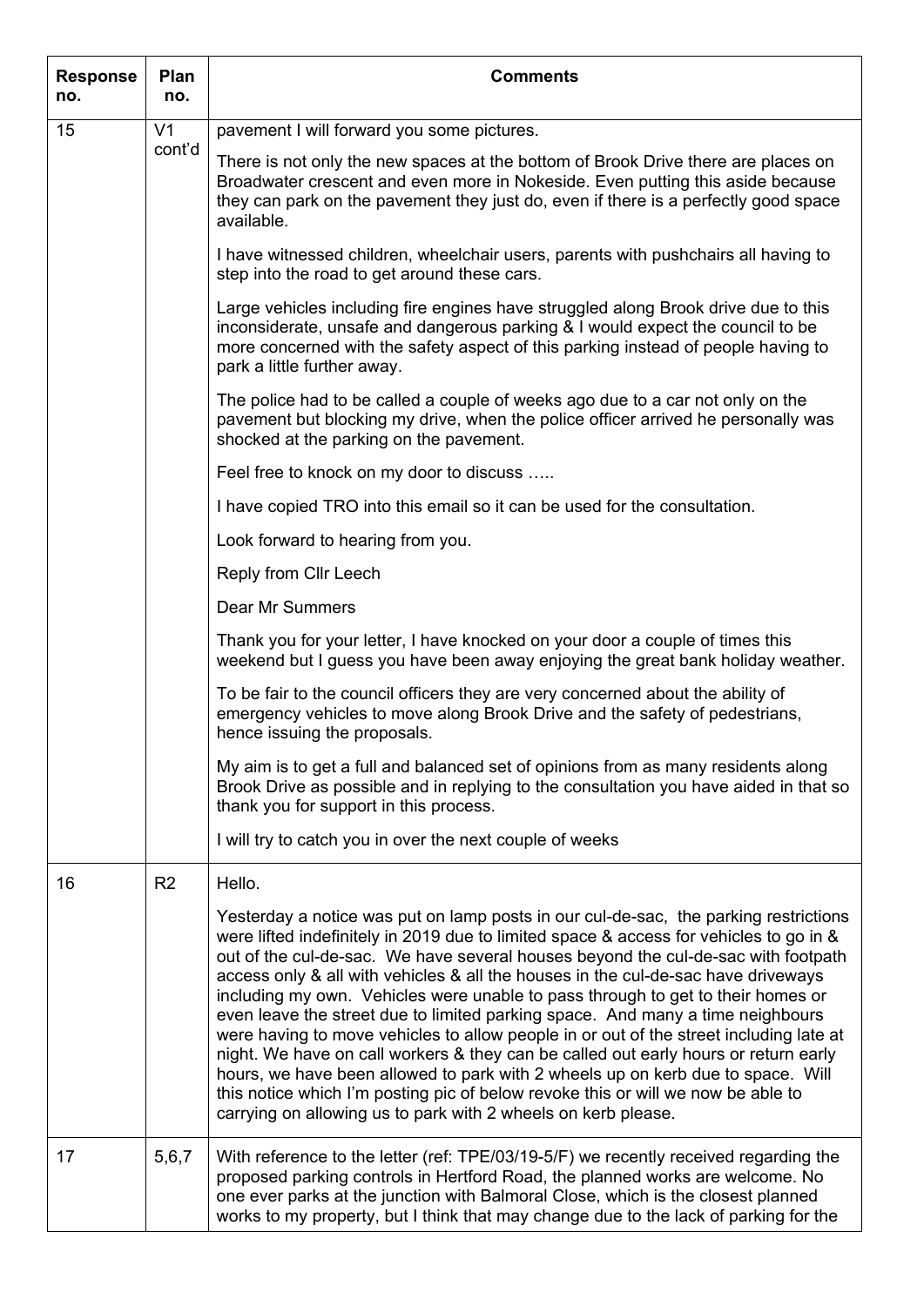| Response no. | Plan no. | Comments |
|---|---|---|
| 15 | V1 cont'd | pavement I will forward you some pictures.<br><br>There is not only the new spaces at the bottom of Brook Drive there are places on Broadwater crescent and even more in Nokeside. Even putting this aside because they can park on the pavement they just do, even if there is a perfectly good space available.<br><br>I have witnessed children, wheelchair users, parents with pushchairs all having to step into the road to get around these cars.<br><br>Large vehicles including fire engines have struggled along Brook drive due to this inconsiderate, unsafe and dangerous parking & I would expect the council to be more concerned with the safety aspect of this parking instead of people having to park a little further away.<br><br>The police had to be called a couple of weeks ago due to a car not only on the pavement but blocking my drive, when the police officer arrived he personally was shocked at the parking on the pavement.<br><br>Feel free to knock on my door to discuss …..<br><br>I have copied TRO into this email so it can be used for the consultation.<br><br>Look forward to hearing from you.<br><br>Reply from Cllr Leech<br><br>Dear Mr Summers<br><br>Thank you for your letter, I have knocked on your door a couple of times this weekend but I guess you have been away enjoying the great bank holiday weather.<br><br>To be fair to the council officers they are very concerned about the ability of emergency vehicles to move along Brook Drive and the safety of pedestrians, hence issuing the proposals.<br><br>My aim is to get a full and balanced set of opinions from as many residents along Brook Drive as possible and in replying to the consultation you have aided in that so thank you for support in this process.<br><br>I will try to catch you in over the next couple of weeks |
| 16 | R2 | Hello.<br><br>Yesterday a notice was put on lamp posts in our cul-de-sac, the parking restrictions were lifted indefinitely in 2019 due to limited space & access for vehicles to go in & out of the cul-de-sac. We have several houses beyond the cul-de-sac with footpath access only & all with vehicles & all the houses in the cul-de-sac have driveways including my own. Vehicles were unable to pass through to get to their homes or even leave the street due to limited parking space. And many a time neighbours were having to move vehicles to allow people in or out of the street including late at night. We have on call workers & they can be called out early hours or return early hours, we have been allowed to park with 2 wheels up on kerb due to space. Will this notice which I'm posting pic of below revoke this or will we now be able to carrying on allowing us to park with 2 wheels on kerb please. |
| 17 | 5,6,7 | With reference to the letter (ref: TPE/03/19-5/F) we recently received regarding the proposed parking controls in Hertford Road, the planned works are welcome. No one ever parks at the junction with Balmoral Close, which is the closest planned works to my property, but I think that may change due to the lack of parking for the |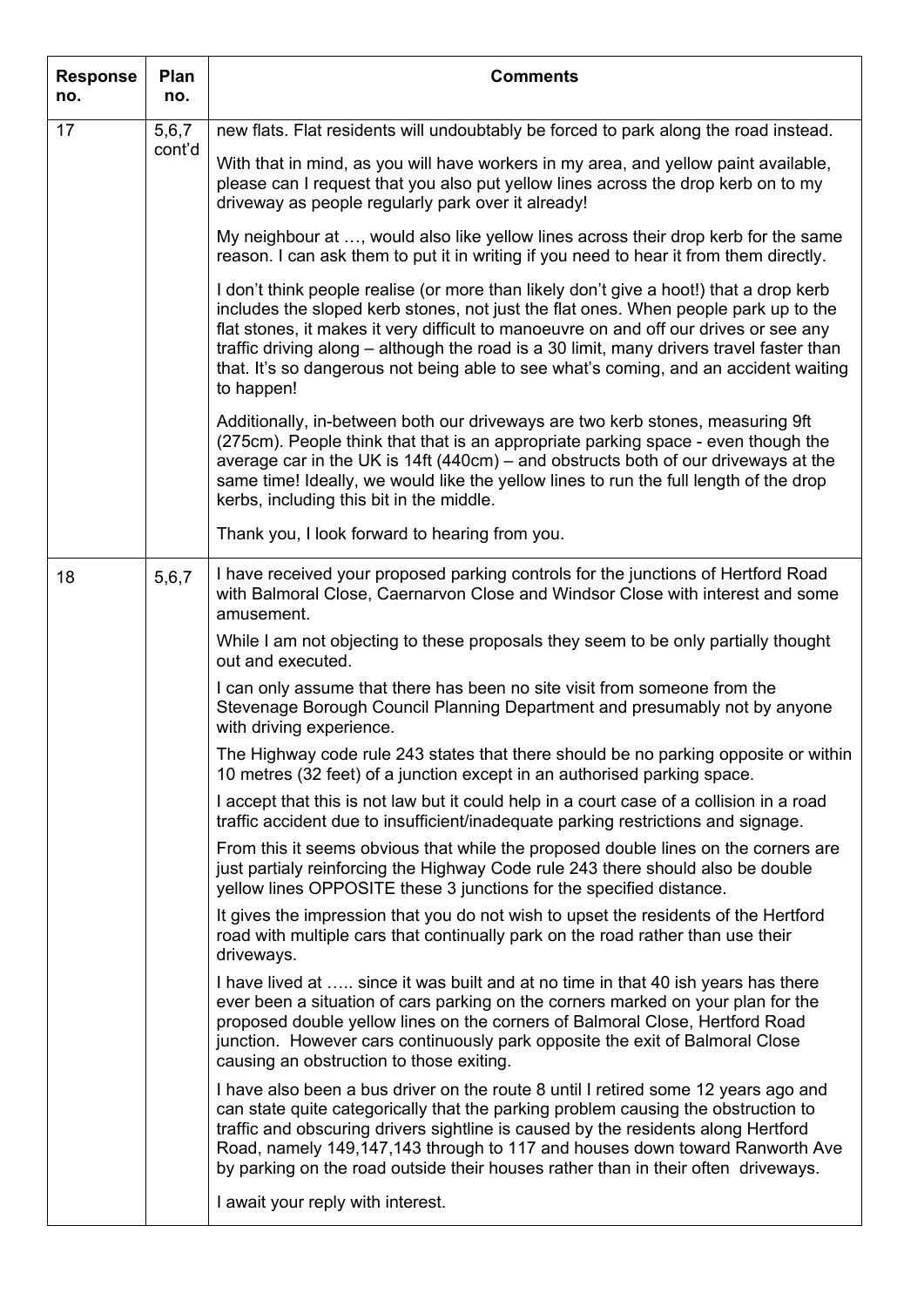| Response no. | Plan no. | Comments |
|---|---|---|
| 17 | 5,6,7 cont'd | new flats. Flat residents will undoubtably be forced to park along the road instead.<br><br>With that in mind, as you will have workers in my area, and yellow paint available, please can I request that you also put yellow lines across the drop kerb on to my driveway as people regularly park over it already!<br><br>My neighbour at …, would also like yellow lines across their drop kerb for the same reason. I can ask them to put it in writing if you need to hear it from them directly.<br><br>I don't think people realise (or more than likely don't give a hoot!) that a drop kerb includes the sloped kerb stones, not just the flat ones. When people park up to the flat stones, it makes it very difficult to manoeuvre on and off our drives or see any traffic driving along – although the road is a 30 limit, many drivers travel faster than that. It's so dangerous not being able to see what's coming, and an accident waiting to happen!<br><br>Additionally, in-between both our driveways are two kerb stones, measuring 9ft (275cm). People think that that is an appropriate parking space - even though the average car in the UK is 14ft (440cm) – and obstructs both of our driveways at the same time! Ideally, we would like the yellow lines to run the full length of the drop kerbs, including this bit in the middle.<br><br>Thank you, I look forward to hearing from you. |
| 18 | 5,6,7 | I have received your proposed parking controls for the junctions of Hertford Road with Balmoral Close, Caernarvon Close and Windsor Close with interest and some amusement.<br><br>While I am not objecting to these proposals they seem to be only partially thought out and executed.<br><br>I can only assume that there has been no site visit from someone from the Stevenage Borough Council Planning Department and presumably not by anyone with driving experience.<br><br>The Highway code rule 243 states that there should be no parking opposite or within 10 metres (32 feet) of a junction except in an authorised parking space.<br><br>I accept that this is not law but it could help in a court case of a collision in a road traffic accident due to insufficient/inadequate parking restrictions and signage.<br><br>From this it seems obvious that while the proposed double lines on the corners are just partialy reinforcing the Highway Code rule 243 there should also be double yellow lines OPPOSITE these 3 junctions for the specified distance.<br><br>It gives the impression that you do not wish to upset the residents of the Hertford road with multiple cars that continually park on the road rather than use their driveways.<br><br>I have lived at ….. since it was built and at no time in that 40 ish years has there ever been a situation of cars parking on the corners marked on your plan for the proposed double yellow lines on the corners of Balmoral Close, Hertford Road junction. However cars continuously park opposite the exit of Balmoral Close causing an obstruction to those exiting.<br><br>I have also been a bus driver on the route 8 until I retired some 12 years ago and can state quite categorically that the parking problem causing the obstruction to traffic and obscuring drivers sightline is caused by the residents along Hertford Road, namely 149,147,143 through to 117 and houses down toward Ranworth Ave by parking on the road outside their houses rather than in their often driveways.<br><br>I await your reply with interest. |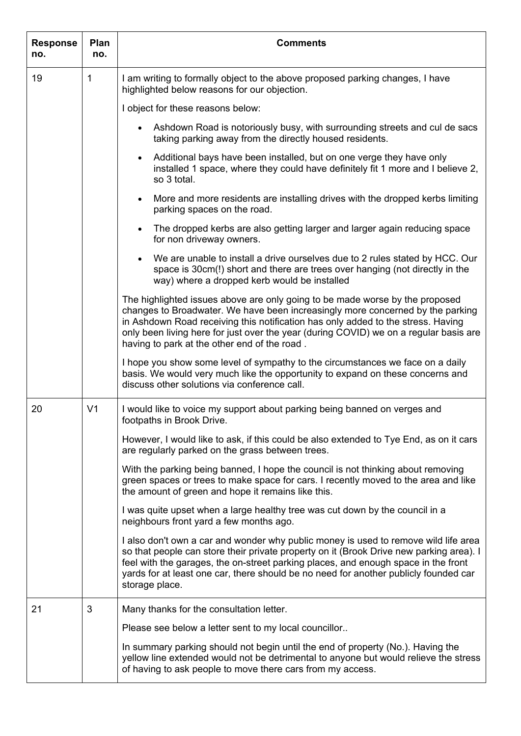| Response no. | Plan no. | Comments |
|---|---|---|
| 19 | 1 | I am writing to formally object to the above proposed parking changes, I have highlighted below reasons for our objection.<br><br>I object for these reasons below:<br><br>• Ashdown Road is notoriously busy, with surrounding streets and cul de sacs taking parking away from the directly housed residents.<br>• Additional bays have been installed, but on one verge they have only installed 1 space, where they could have definitely fit 1 more and I believe 2, so 3 total.<br>• More and more residents are installing drives with the dropped kerbs limiting parking spaces on the road.<br>• The dropped kerbs are also getting larger and larger again reducing space for non driveway owners.<br>• We are unable to install a drive ourselves due to 2 rules stated by HCC. Our space is 30cm(!) short and there are trees over hanging (not directly in the way) where a dropped kerb would be installed<br><br>The highlighted issues above are only going to be made worse by the proposed changes to Broadwater. We have been increasingly more concerned by the parking in Ashdown Road receiving this notification has only added to the stress. Having only been living here for just over the year (during COVID) we on a regular basis are having to park at the other end of the road .<br><br>I hope you show some level of sympathy to the circumstances we face on a daily basis. We would very much like the opportunity to expand on these concerns and discuss other solutions via conference call. |
| 20 | V1 | I would like to voice my support about parking being banned on verges and footpaths in Brook Drive.<br><br>However, I would like to ask, if this could be also extended to Tye End, as on it cars are regularly parked on the grass between trees.<br><br>With the parking being banned, I hope the council is not thinking about removing green spaces or trees to make space for cars. I recently moved to the area and like the amount of green and hope it remains like this.<br><br>I was quite upset when a large healthy tree was cut down by the council in a neighbours front yard a few months ago.<br><br>I also don't own a car and wonder why public money is used to remove wild life area so that people can store their private property on it (Brook Drive new parking area). I feel with the garages, the on-street parking places, and enough space in the front yards for at least one car, there should be no need for another publicly founded car storage place. |
| 21 | 3 | Many thanks for the consultation letter.<br><br>Please see below a letter sent to my local councillor..<br><br>In summary parking should not begin until the end of property (No.). Having the yellow line extended would not be detrimental to anyone but would relieve the stress of having to ask people to move there cars from my access. |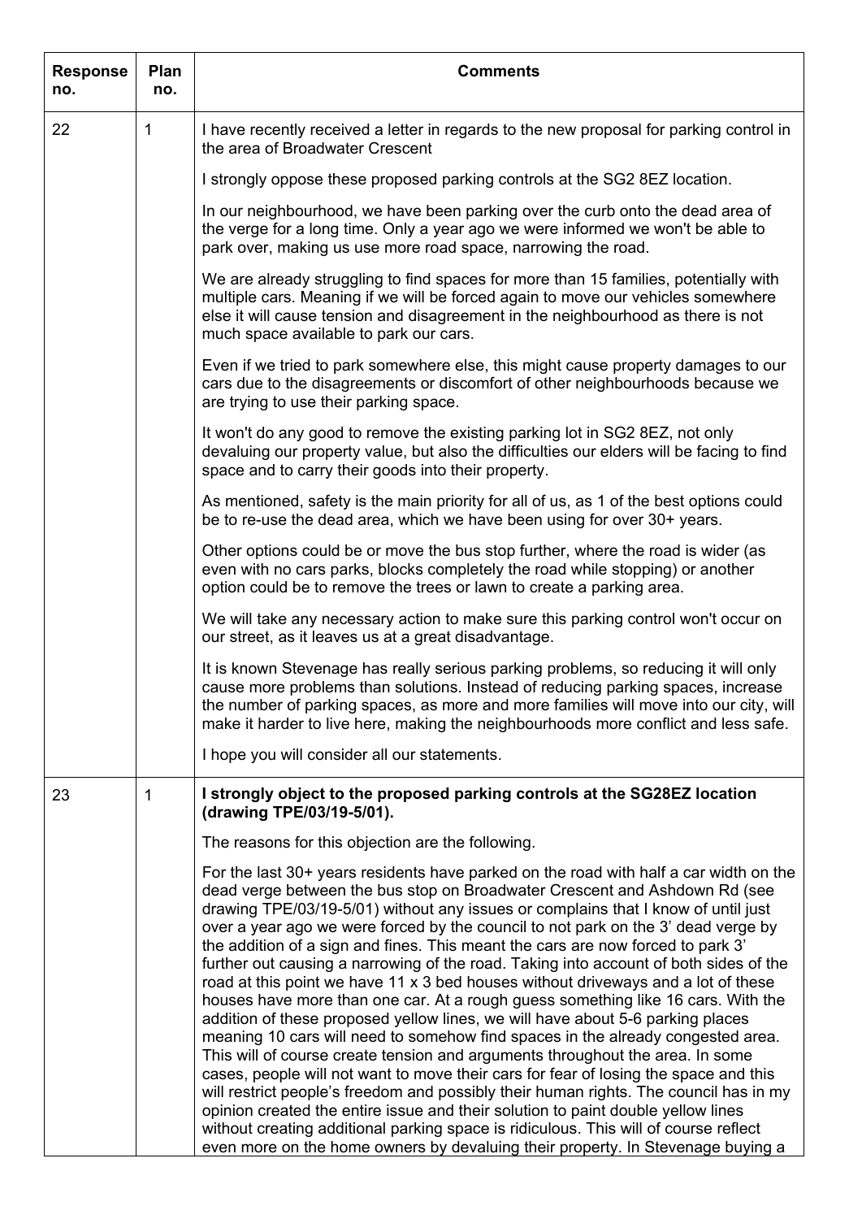| Response no. | Plan no. | Comments |
|---|---|---|
| 22 | 1 | I have recently received a letter in regards to the new proposal for parking control in the area of Broadwater Crescent<br><br>I strongly oppose these proposed parking controls at the SG2 8EZ location.<br><br>In our neighbourhood, we have been parking over the curb onto the dead area of the verge for a long time. Only a year ago we were informed we won't be able to park over, making us use more road space, narrowing the road.<br><br>We are already struggling to find spaces for more than 15 families, potentially with multiple cars. Meaning if we will be forced again to move our vehicles somewhere else it will cause tension and disagreement in the neighbourhood as there is not much space available to park our cars.<br><br>Even if we tried to park somewhere else, this might cause property damages to our cars due to the disagreements or discomfort of other neighbourhoods because we are trying to use their parking space.<br><br>It won't do any good to remove the existing parking lot in SG2 8EZ, not only devaluing our property value, but also the difficulties our elders will be facing to find space and to carry their goods into their property.<br><br>As mentioned, safety is the main priority for all of us, as 1 of the best options could be to re-use the dead area, which we have been using for over 30+ years.<br><br>Other options could be or move the bus stop further, where the road is wider (as even with no cars parks, blocks completely the road while stopping) or another option could be to remove the trees or lawn to create a parking area.<br><br>We will take any necessary action to make sure this parking control won't occur on our street, as it leaves us at a great disadvantage.<br><br>It is known Stevenage has really serious parking problems, so reducing it will only cause more problems than solutions. Instead of reducing parking spaces, increase the number of parking spaces, as more and more families will move into our city, will make it harder to live here, making the neighbourhoods more conflict and less safe.<br><br>I hope you will consider all our statements. |
| 23 | 1 | **I strongly object to the proposed parking controls at the SG28EZ location (drawing TPE/03/19-5/01).**<br><br>The reasons for this objection are the following.<br><br>For the last 30+ years residents have parked on the road with half a car width on the dead verge between the bus stop on Broadwater Crescent and Ashdown Rd (see drawing TPE/03/19-5/01) without any issues or complains that I know of until just over a year ago we were forced by the council to not park on the 3' dead verge by the addition of a sign and fines. This meant the cars are now forced to park 3' further out causing a narrowing of the road. Taking into account of both sides of the road at this point we have 11 x 3 bed houses without driveways and a lot of these houses have more than one car. At a rough guess something like 16 cars. With the addition of these proposed yellow lines, we will have about 5-6 parking places meaning 10 cars will need to somehow find spaces in the already congested area. This will of course create tension and arguments throughout the area. In some cases, people will not want to move their cars for fear of losing the space and this will restrict people's freedom and possibly their human rights. The council has in my opinion created the entire issue and their solution to paint double yellow lines without creating additional parking space is ridiculous. This will of course reflect even more on the home owners by devaluing their property. In Stevenage buying a |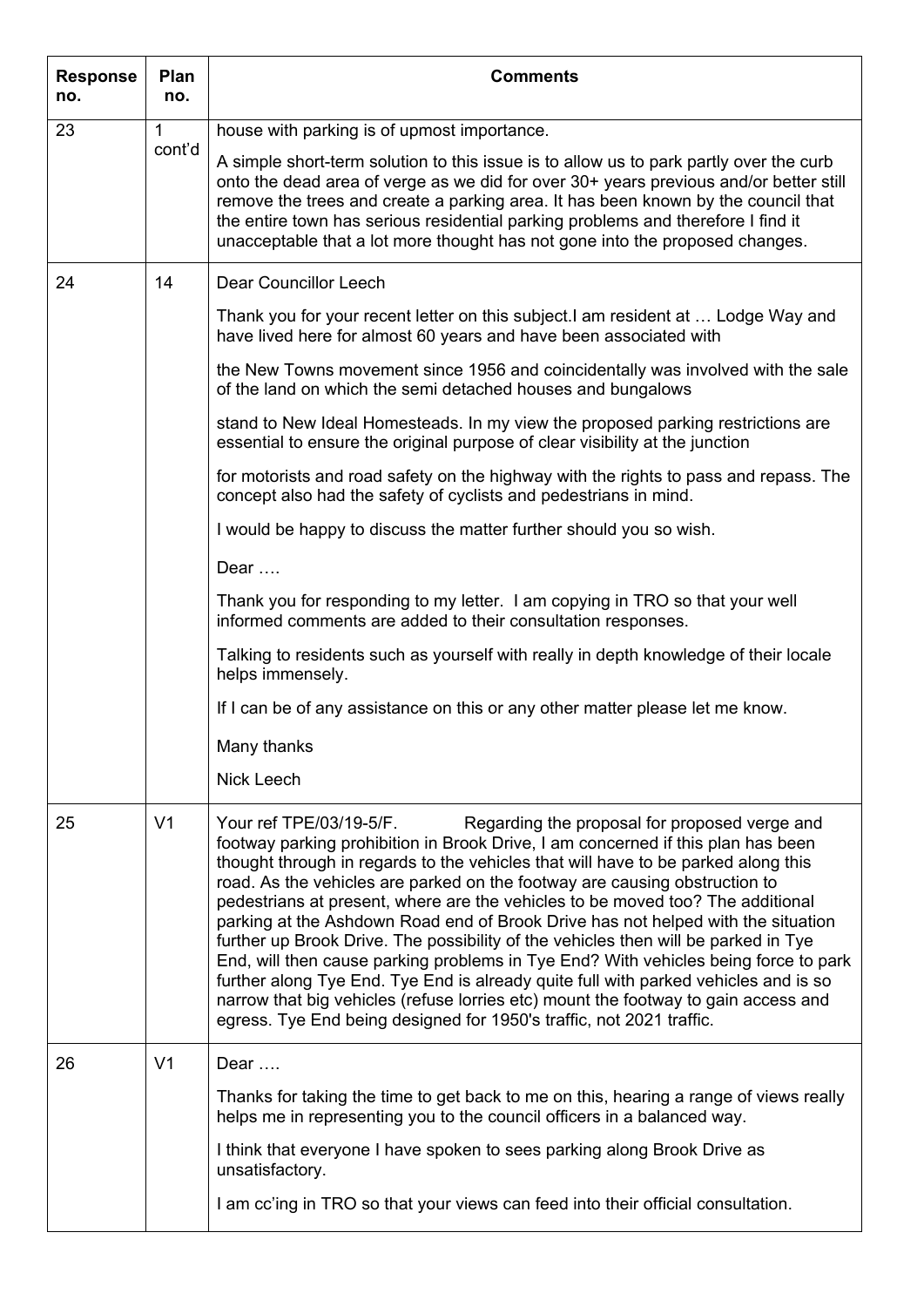| Response no. | Plan no. | Comments |
|---|---|---|
| 23 | 1 cont'd | house with parking is of upmost importance.<br><br>A simple short-term solution to this issue is to allow us to park partly over the curb onto the dead area of verge as we did for over 30+ years previous and/or better still remove the trees and create a parking area. It has been known by the council that the entire town has serious residential parking problems and therefore I find it unacceptable that a lot more thought has not gone into the proposed changes. |
| 24 | 14 | Dear Councillor Leech<br><br>Thank you for your recent letter on this subject.I am resident at … Lodge Way and have lived here for almost 60 years and have been associated with<br><br>the New Towns movement since 1956 and coincidentally was involved with the sale of the land on which the semi detached houses and bungalows<br><br>stand to New Ideal Homesteads. In my view the proposed parking restrictions are essential to ensure the original purpose of clear visibility at the junction<br><br>for motorists and road safety on the highway with the rights to pass and repass. The concept also had the safety of cyclists and pedestrians in mind.<br><br>I would be happy to discuss the matter further should you so wish.<br><br>Dear ….<br><br>Thank you for responding to my letter. I am copying in TRO so that your well informed comments are added to their consultation responses.<br><br>Talking to residents such as yourself with really in depth knowledge of their locale helps immensely.<br><br>If I can be of any assistance on this or any other matter please let me know.<br><br>Many thanks<br><br>Nick Leech |
| 25 | V1 | Your ref TPE/03/19-5/F. Regarding the proposal for proposed verge and footway parking prohibition in Brook Drive, I am concerned if this plan has been thought through in regards to the vehicles that will have to be parked along this road. As the vehicles are parked on the footway are causing obstruction to pedestrians at present, where are the vehicles to be moved too? The additional parking at the Ashdown Road end of Brook Drive has not helped with the situation further up Brook Drive. The possibility of the vehicles then will be parked in Tye End, will then cause parking problems in Tye End? With vehicles being force to park further along Tye End. Tye End is already quite full with parked vehicles and is so narrow that big vehicles (refuse lorries etc) mount the footway to gain access and egress. Tye End being designed for 1950's traffic, not 2021 traffic. |
| 26 | V1 | Dear ….<br><br>Thanks for taking the time to get back to me on this, hearing a range of views really helps me in representing you to the council officers in a balanced way.<br><br>I think that everyone I have spoken to sees parking along Brook Drive as unsatisfactory.<br><br>I am cc'ing in TRO so that your views can feed into their official consultation. |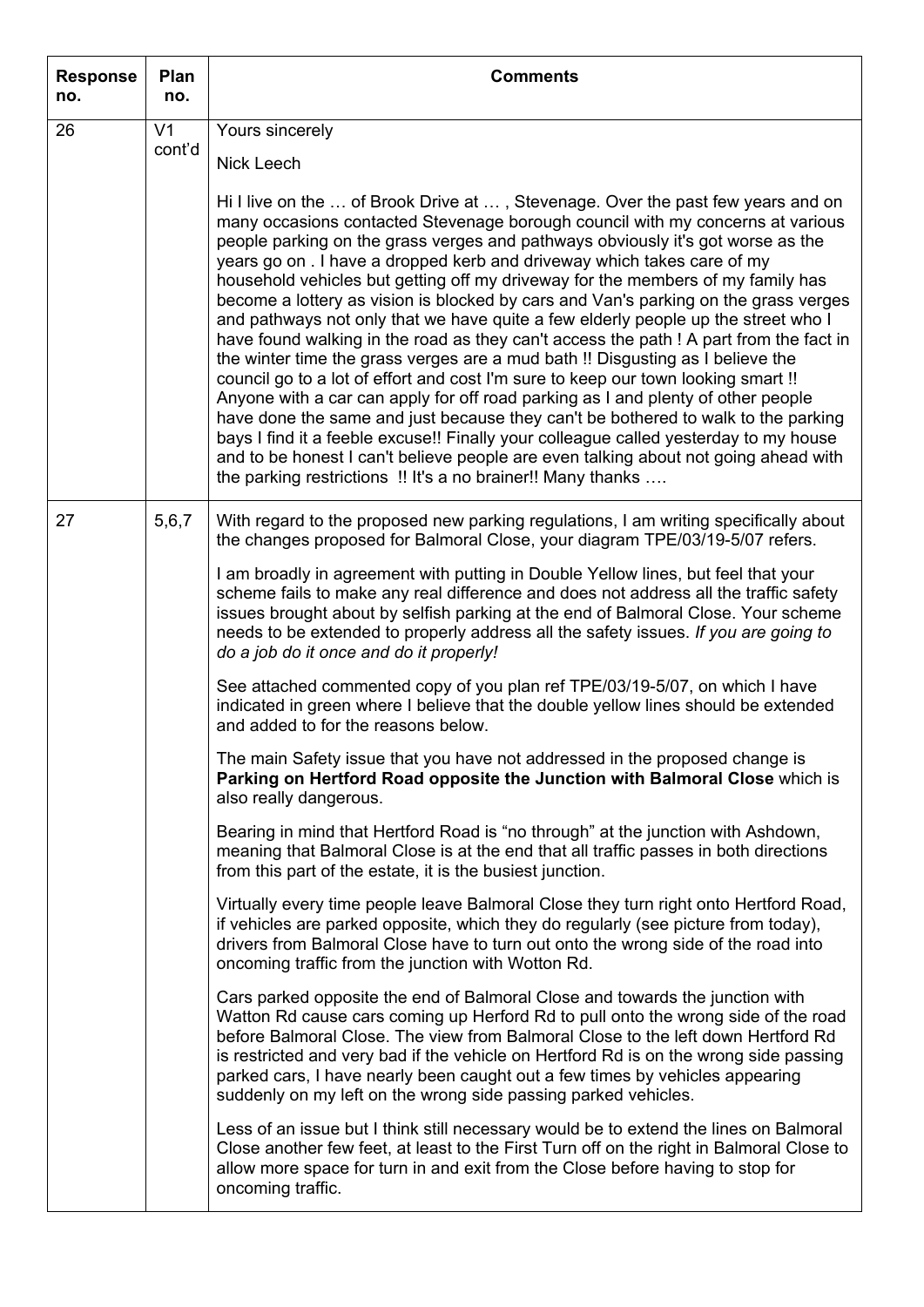| Response no. | Plan no. | Comments |
|---|---|---|
| 26 | V1 cont'd | Yours sincerely<br><br>Nick Leech<br><br>Hi I live on the … of Brook Drive at … , Stevenage. Over the past few years and on many occasions contacted Stevenage borough council with my concerns at various people parking on the grass verges and pathways obviously it's got worse as the years go on . I have a dropped kerb and driveway which takes care of my household vehicles but getting off my driveway for the members of my family has become a lottery as vision is blocked by cars and Van's parking on the grass verges and pathways not only that we have quite a few elderly people up the street who I have found walking in the road as they can't access the path ! A part from the fact in the winter time the grass verges are a mud bath !! Disgusting as I believe the council go to a lot of effort and cost I'm sure to keep our town looking smart !! Anyone with a car can apply for off road parking as I and plenty of other people have done the same and just because they can't be bothered to walk to the parking bays I find it a feeble excuse!! Finally your colleague called yesterday to my house and to be honest I can't believe people are even talking about not going ahead with the parking restrictions !! It's a no brainer!! Many thanks …. |
| 27 | 5,6,7 | With regard to the proposed new parking regulations, I am writing specifically about the changes proposed for Balmoral Close, your diagram TPE/03/19-5/07 refers.<br><br>I am broadly in agreement with putting in Double Yellow lines, but feel that your scheme fails to make any real difference and does not address all the traffic safety issues brought about by selfish parking at the end of Balmoral Close. Your scheme needs to be extended to properly address all the safety issues. *If you are going to do a job do it once and do it properly!*<br><br>See attached commented copy of you plan ref TPE/03/19-5/07, on which I have indicated in green where I believe that the double yellow lines should be extended and added to for the reasons below.<br><br>The main Safety issue that you have not addressed in the proposed change is **Parking on Hertford Road opposite the Junction with Balmoral Close** which is also really dangerous.<br><br>Bearing in mind that Hertford Road is "no through" at the junction with Ashdown, meaning that Balmoral Close is at the end that all traffic passes in both directions from this part of the estate, it is the busiest junction.<br><br>Virtually every time people leave Balmoral Close they turn right onto Hertford Road, if vehicles are parked opposite, which they do regularly (see picture from today), drivers from Balmoral Close have to turn out onto the wrong side of the road into oncoming traffic from the junction with Wotton Rd.<br><br>Cars parked opposite the end of Balmoral Close and towards the junction with Watton Rd cause cars coming up Herford Rd to pull onto the wrong side of the road before Balmoral Close. The view from Balmoral Close to the left down Hertford Rd is restricted and very bad if the vehicle on Hertford Rd is on the wrong side passing parked cars, I have nearly been caught out a few times by vehicles appearing suddenly on my left on the wrong side passing parked vehicles.<br><br>Less of an issue but I think still necessary would be to extend the lines on Balmoral Close another few feet, at least to the First Turn off on the right in Balmoral Close to allow more space for turn in and exit from the Close before having to stop for oncoming traffic. |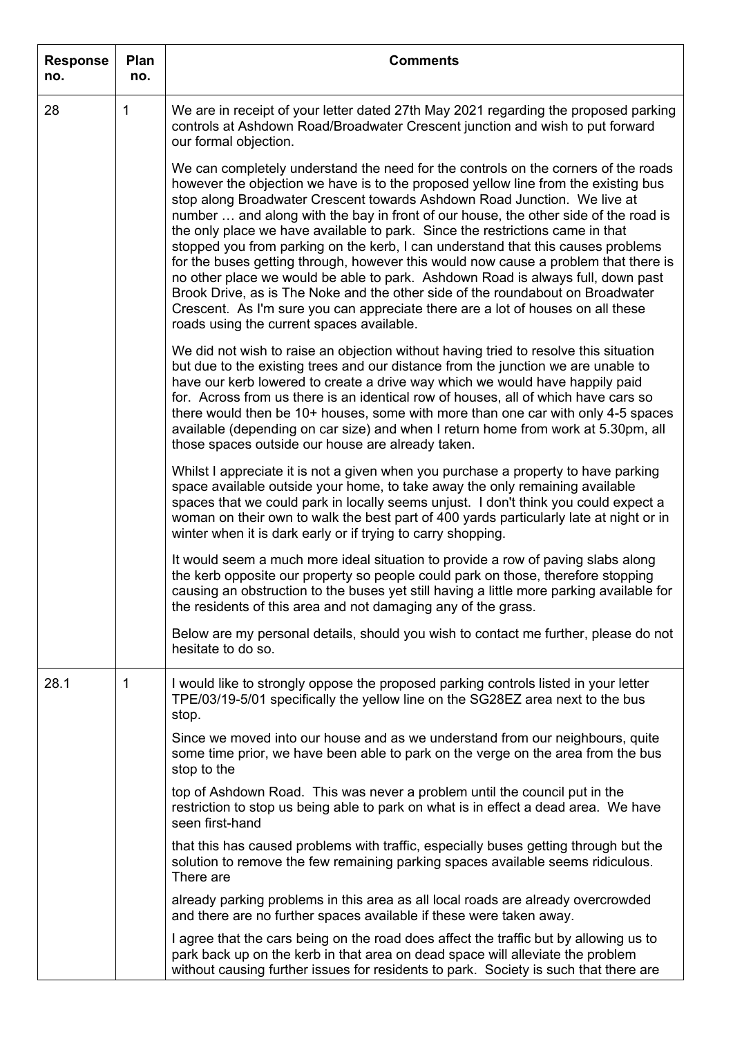| Response no. | Plan no. | Comments |
|---|---|---|
| 28 | 1 | We are in receipt of your letter dated 27th May 2021 regarding the proposed parking controls at Ashdown Road/Broadwater Crescent junction and wish to put forward our formal objection.<br><br>We can completely understand the need for the controls on the corners of the roads however the objection we have is to the proposed yellow line from the existing bus stop along Broadwater Crescent towards Ashdown Road Junction. We live at number … and along with the bay in front of our house, the other side of the road is the only place we have available to park. Since the restrictions came in that stopped you from parking on the kerb, I can understand that this causes problems for the buses getting through, however this would now cause a problem that there is no other place we would be able to park. Ashdown Road is always full, down past Brook Drive, as is The Noke and the other side of the roundabout on Broadwater Crescent. As I'm sure you can appreciate there are a lot of houses on all these roads using the current spaces available.<br><br>We did not wish to raise an objection without having tried to resolve this situation but due to the existing trees and our distance from the junction we are unable to have our kerb lowered to create a drive way which we would have happily paid for. Across from us there is an identical row of houses, all of which have cars so there would then be 10+ houses, some with more than one car with only 4-5 spaces available (depending on car size) and when I return home from work at 5.30pm, all those spaces outside our house are already taken.<br><br>Whilst I appreciate it is not a given when you purchase a property to have parking space available outside your home, to take away the only remaining available spaces that we could park in locally seems unjust. I don't think you could expect a woman on their own to walk the best part of 400 yards particularly late at night or in winter when it is dark early or if trying to carry shopping.<br><br>It would seem a much more ideal situation to provide a row of paving slabs along the kerb opposite our property so people could park on those, therefore stopping causing an obstruction to the buses yet still having a little more parking available for the residents of this area and not damaging any of the grass.<br><br>Below are my personal details, should you wish to contact me further, please do not hesitate to do so. |
| 28.1 | 1 | I would like to strongly oppose the proposed parking controls listed in your letter TPE/03/19-5/01 specifically the yellow line on the SG28EZ area next to the bus stop.<br><br>Since we moved into our house and as we understand from our neighbours, quite some time prior, we have been able to park on the verge on the area from the bus stop to the<br><br>top of Ashdown Road. This was never a problem until the council put in the restriction to stop us being able to park on what is in effect a dead area. We have seen first-hand<br><br>that this has caused problems with traffic, especially buses getting through but the solution to remove the few remaining parking spaces available seems ridiculous. There are<br><br>already parking problems in this area as all local roads are already overcrowded and there are no further spaces available if these were taken away.<br><br>I agree that the cars being on the road does affect the traffic but by allowing us to park back up on the kerb in that area on dead space will alleviate the problem without causing further issues for residents to park. Society is such that there are |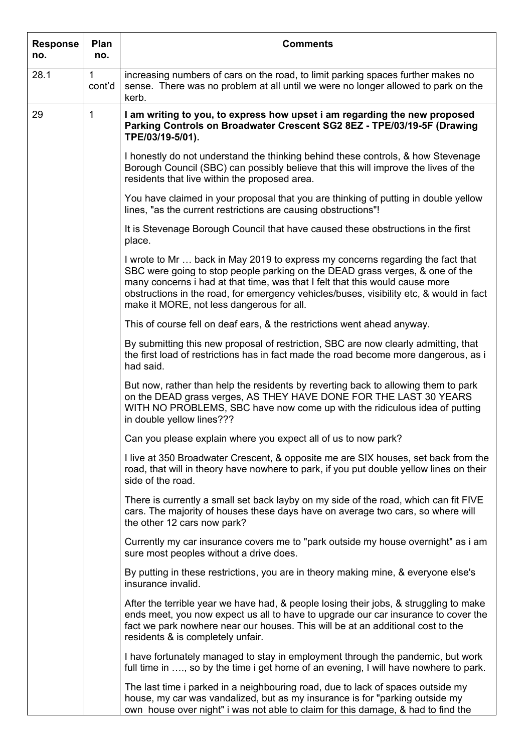| Response no. | Plan no. | Comments |
|---|---|---|
| 28.1 | 1 cont'd | increasing numbers of cars on the road, to limit parking spaces further makes no sense. There was no problem at all until we were no longer allowed to park on the kerb. |
| 29 | 1 | **I am writing to you, to express how upset i am regarding the new proposed Parking Controls on Broadwater Crescent SG2 8EZ - TPE/03/19-5F (Drawing TPE/03/19-5/01).**<br><br>I honestly do not understand the thinking behind these controls, & how Stevenage Borough Council (SBC) can possibly believe that this will improve the lives of the residents that live within the proposed area.<br><br>You have claimed in your proposal that you are thinking of putting in double yellow lines, "as the current restrictions are causing obstructions"!<br><br>It is Stevenage Borough Council that have caused these obstructions in the first place.<br><br>I wrote to Mr … back in May 2019 to express my concerns regarding the fact that SBC were going to stop people parking on the DEAD grass verges, & one of the many concerns i had at that time, was that I felt that this would cause more obstructions in the road, for emergency vehicles/buses, visibility etc, & would in fact make it MORE, not less dangerous for all.<br><br>This of course fell on deaf ears, & the restrictions went ahead anyway.<br><br>By submitting this new proposal of restriction, SBC are now clearly admitting, that the first load of restrictions has in fact made the road become more dangerous, as i had said.<br><br>But now, rather than help the residents by reverting back to allowing them to park on the DEAD grass verges, AS THEY HAVE DONE FOR THE LAST 30 YEARS WITH NO PROBLEMS, SBC have now come up with the ridiculous idea of putting in double yellow lines???<br><br>Can you please explain where you expect all of us to now park?<br><br>I live at 350 Broadwater Crescent, & opposite me are SIX houses, set back from the road, that will in theory have nowhere to park, if you put double yellow lines on their side of the road.<br><br>There is currently a small set back layby on my side of the road, which can fit FIVE cars. The majority of houses these days have on average two cars, so where will the other 12 cars now park?<br><br>Currently my car insurance covers me to "park outside my house overnight" as i am sure most peoples without a drive does.<br><br>By putting in these restrictions, you are in theory making mine, & everyone else's insurance invalid.<br><br>After the terrible year we have had, & people losing their jobs, & struggling to make ends meet, you now expect us all to have to upgrade our car insurance to cover the fact we park nowhere near our houses. This will be at an additional cost to the residents & is completely unfair.<br><br>I have fortunately managed to stay in employment through the pandemic, but work full time in …., so by the time i get home of an evening, I will have nowhere to park.<br><br>The last time i parked in a neighbouring road, due to lack of spaces outside my house, my car was vandalized, but as my insurance is for "parking outside my own house over night" i was not able to claim for this damage, & had to find the |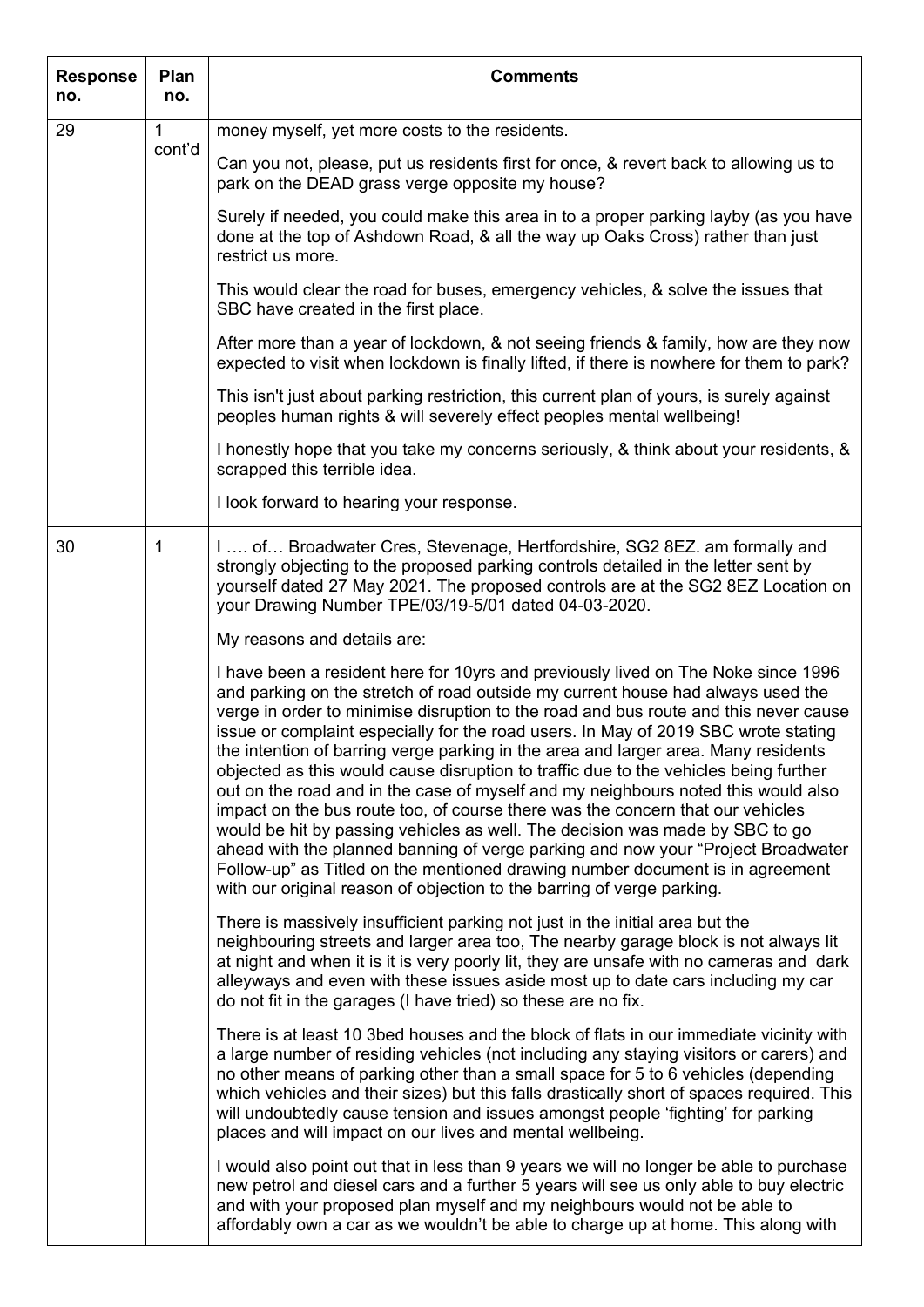| Response no. | Plan no. | Comments |
|---|---|---|
| 29 | 1 cont'd | money myself, yet more costs to the residents.<br><br>Can you not, please, put us residents first for once, & revert back to allowing us to park on the DEAD grass verge opposite my house?<br><br>Surely if needed, you could make this area in to a proper parking layby (as you have done at the top of Ashdown Road, & all the way up Oaks Cross) rather than just restrict us more.<br><br>This would clear the road for buses, emergency vehicles, & solve the issues that SBC have created in the first place.<br><br>After more than a year of lockdown, & not seeing friends & family, how are they now expected to visit when lockdown is finally lifted, if there is nowhere for them to park?<br><br>This isn't just about parking restriction, this current plan of yours, is surely against peoples human rights & will severely effect peoples mental wellbeing!<br><br>I honestly hope that you take my concerns seriously, & think about your residents, & scrapped this terrible idea.<br><br>I look forward to hearing your response. |
| 30 | 1 | I …. of… Broadwater Cres, Stevenage, Hertfordshire, SG2 8EZ. am formally and strongly objecting to the proposed parking controls detailed in the letter sent by yourself dated 27 May 2021. The proposed controls are at the SG2 8EZ Location on your Drawing Number TPE/03/19-5/01 dated 04-03-2020.<br><br>My reasons and details are:<br><br>I have been a resident here for 10yrs and previously lived on The Noke since 1996 and parking on the stretch of road outside my current house had always used the verge in order to minimise disruption to the road and bus route and this never cause issue or complaint especially for the road users. In May of 2019 SBC wrote stating the intention of barring verge parking in the area and larger area. Many residents objected as this would cause disruption to traffic due to the vehicles being further out on the road and in the case of myself and my neighbours noted this would also impact on the bus route too, of course there was the concern that our vehicles would be hit by passing vehicles as well. The decision was made by SBC to go ahead with the planned banning of verge parking and now your "Project Broadwater Follow-up" as Titled on the mentioned drawing number document is in agreement with our original reason of objection to the barring of verge parking.<br><br>There is massively insufficient parking not just in the initial area but the neighbouring streets and larger area too, The nearby garage block is not always lit at night and when it is it is very poorly lit, they are unsafe with no cameras and dark alleyways and even with these issues aside most up to date cars including my car do not fit in the garages (I have tried) so these are no fix.<br><br>There is at least 10 3bed houses and the block of flats in our immediate vicinity with a large number of residing vehicles (not including any staying visitors or carers) and no other means of parking other than a small space for 5 to 6 vehicles (depending which vehicles and their sizes) but this falls drastically short of spaces required. This will undoubtedly cause tension and issues amongst people 'fighting' for parking places and will impact on our lives and mental wellbeing.<br><br>I would also point out that in less than 9 years we will no longer be able to purchase new petrol and diesel cars and a further 5 years will see us only able to buy electric and with your proposed plan myself and my neighbours would not be able to affordably own a car as we wouldn't be able to charge up at home. This along with |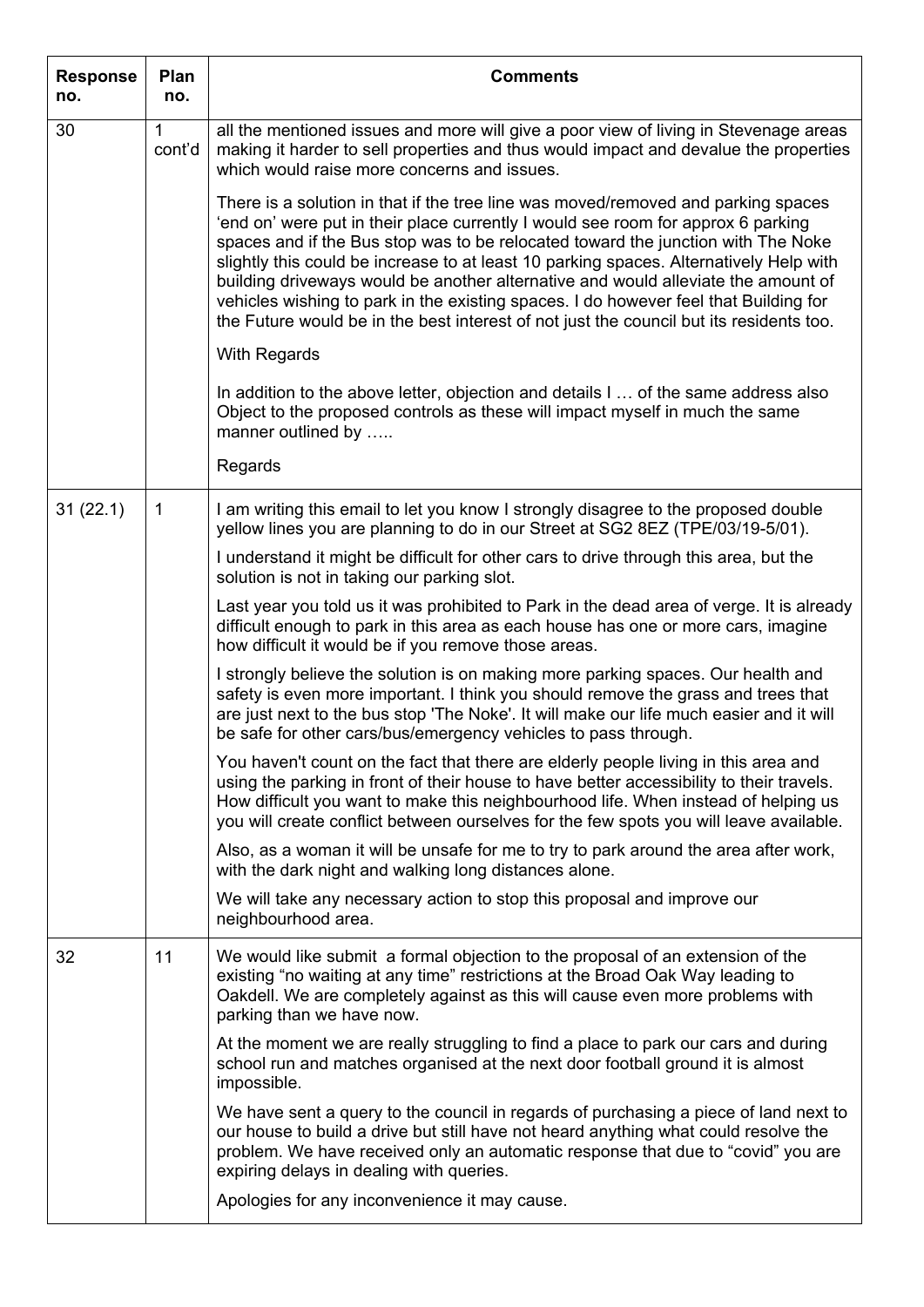| Response no. | Plan no. | Comments |
|---|---|---|
| 30 | 1 cont'd | all the mentioned issues and more will give a poor view of living in Stevenage areas making it harder to sell properties and thus would impact and devalue the properties which would raise more concerns and issues.<br><br>There is a solution in that if the tree line was moved/removed and parking spaces 'end on' were put in their place currently I would see room for approx 6 parking spaces and if the Bus stop was to be relocated toward the junction with The Noke slightly this could be increase to at least 10 parking spaces. Alternatively Help with building driveways would be another alternative and would alleviate the amount of vehicles wishing to park in the existing spaces. I do however feel that Building for the Future would be in the best interest of not just the council but its residents too.<br><br>With Regards<br><br>In addition to the above letter, objection and details I … of the same address also Object to the proposed controls as these will impact myself in much the same manner outlined by …..<br><br>Regards |
| 31 (22.1) | 1 | I am writing this email to let you know I strongly disagree to the proposed double yellow lines you are planning to do in our Street at SG2 8EZ (TPE/03/19-5/01).<br><br>I understand it might be difficult for other cars to drive through this area, but the solution is not in taking our parking slot.<br><br>Last year you told us it was prohibited to Park in the dead area of verge. It is already difficult enough to park in this area as each house has one or more cars, imagine how difficult it would be if you remove those areas.<br><br>I strongly believe the solution is on making more parking spaces. Our health and safety is even more important. I think you should remove the grass and trees that are just next to the bus stop 'The Noke'. It will make our life much easier and it will be safe for other cars/bus/emergency vehicles to pass through.<br><br>You haven't count on the fact that there are elderly people living in this area and using the parking in front of their house to have better accessibility to their travels. How difficult you want to make this neighbourhood life. When instead of helping us you will create conflict between ourselves for the few spots you will leave available.<br><br>Also, as a woman it will be unsafe for me to try to park around the area after work, with the dark night and walking long distances alone.<br><br>We will take any necessary action to stop this proposal and improve our neighbourhood area. |
| 32 | 11 | We would like submit a formal objection to the proposal of an extension of the existing "no waiting at any time" restrictions at the Broad Oak Way leading to Oakdell. We are completely against as this will cause even more problems with parking than we have now.<br><br>At the moment we are really struggling to find a place to park our cars and during school run and matches organised at the next door football ground it is almost impossible.<br><br>We have sent a query to the council in regards of purchasing a piece of land next to our house to build a drive but still have not heard anything what could resolve the problem. We have received only an automatic response that due to "covid" you are expiring delays in dealing with queries.<br><br>Apologies for any inconvenience it may cause. |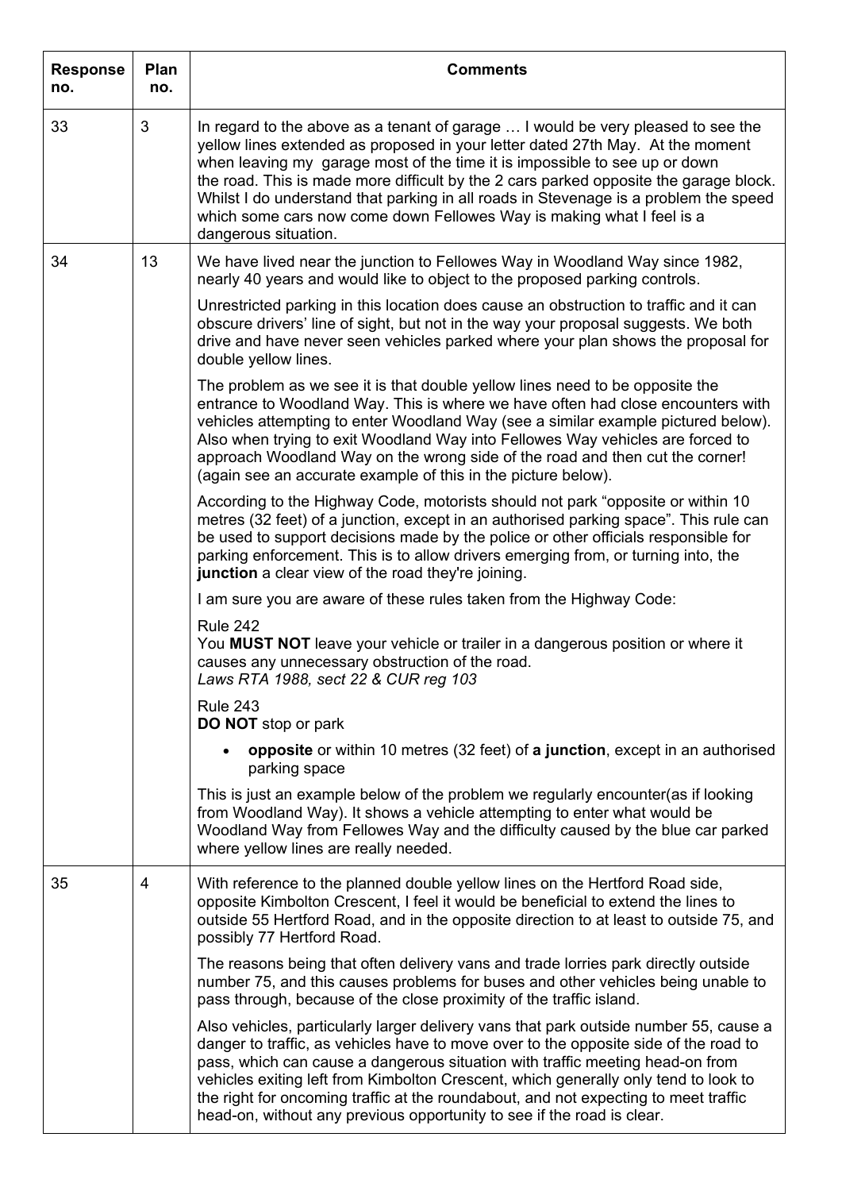| Response no. | Plan no. | Comments |
|---|---|---|
| 33 | 3 | In regard to the above as a tenant of garage … I would be very pleased to see the yellow lines extended as proposed in your letter dated 27th May. At the moment when leaving my garage most of the time it is impossible to see up or down the road. This is made more difficult by the 2 cars parked opposite the garage block. Whilst I do understand that parking in all roads in Stevenage is a problem the speed which some cars now come down Fellowes Way is making what I feel is a dangerous situation. |
| 34 | 13 | We have lived near the junction to Fellowes Way in Woodland Way since 1982, nearly 40 years and would like to object to the proposed parking controls.<br><br>Unrestricted parking in this location does cause an obstruction to traffic and it can obscure drivers' line of sight, but not in the way your proposal suggests. We both drive and have never seen vehicles parked where your plan shows the proposal for double yellow lines.<br><br>The problem as we see it is that double yellow lines need to be opposite the entrance to Woodland Way. This is where we have often had close encounters with vehicles attempting to enter Woodland Way (see a similar example pictured below). Also when trying to exit Woodland Way into Fellowes Way vehicles are forced to approach Woodland Way on the wrong side of the road and then cut the corner! (again see an accurate example of this in the picture below).<br><br>According to the Highway Code, motorists should not park "opposite or within 10 metres (32 feet) of a junction, except in an authorised parking space". This rule can be used to support decisions made by the police or other officials responsible for parking enforcement. This is to allow drivers emerging from, or turning into, the **junction** a clear view of the road they're joining.<br><br>I am sure you are aware of these rules taken from the Highway Code:<br><br>Rule 242<br>You **MUST NOT** leave your vehicle or trailer in a dangerous position or where it causes any unnecessary obstruction of the road.<br>*Laws RTA 1988, sect 22 & CUR reg 103*<br><br>Rule 243<br>**DO NOT** stop or park<br><br>• **opposite** or within 10 metres (32 feet) of **a junction**, except in an authorised parking space<br><br>This is just an example below of the problem we regularly encounter(as if looking from Woodland Way). It shows a vehicle attempting to enter what would be Woodland Way from Fellowes Way and the difficulty caused by the blue car parked where yellow lines are really needed. |
| 35 | 4 | With reference to the planned double yellow lines on the Hertford Road side, opposite Kimbolton Crescent, I feel it would be beneficial to extend the lines to outside 55 Hertford Road, and in the opposite direction to at least to outside 75, and possibly 77 Hertford Road.<br><br>The reasons being that often delivery vans and trade lorries park directly outside number 75, and this causes problems for buses and other vehicles being unable to pass through, because of the close proximity of the traffic island.<br><br>Also vehicles, particularly larger delivery vans that park outside number 55, cause a danger to traffic, as vehicles have to move over to the opposite side of the road to pass, which can cause a dangerous situation with traffic meeting head-on from vehicles exiting left from Kimbolton Crescent, which generally only tend to look to the right for oncoming traffic at the roundabout, and not expecting to meet traffic head-on, without any previous opportunity to see if the road is clear. |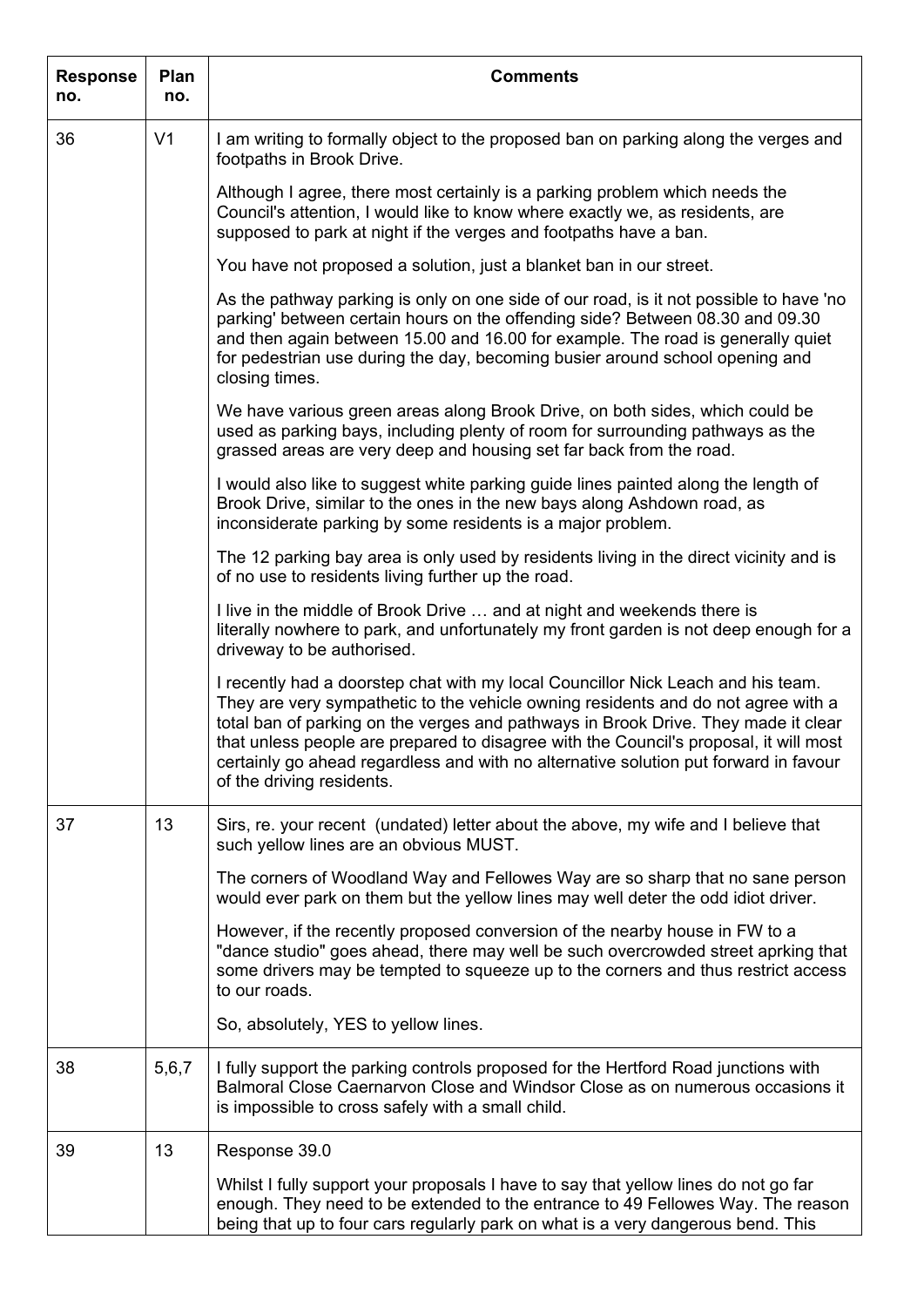| Response no. | Plan no. | Comments |
|---|---|---|
| 36 | V1 | I am writing to formally object to the proposed ban on parking along the verges and footpaths in Brook Drive.<br><br>Although I agree, there most certainly is a parking problem which needs the Council's attention, I would like to know where exactly we, as residents, are supposed to park at night if the verges and footpaths have a ban.<br><br>You have not proposed a solution, just a blanket ban in our street.<br><br>As the pathway parking is only on one side of our road, is it not possible to have 'no parking' between certain hours on the offending side? Between 08.30 and 09.30 and then again between 15.00 and 16.00 for example. The road is generally quiet for pedestrian use during the day, becoming busier around school opening and closing times.<br><br>We have various green areas along Brook Drive, on both sides, which could be used as parking bays, including plenty of room for surrounding pathways as the grassed areas are very deep and housing set far back from the road.<br><br>I would also like to suggest white parking guide lines painted along the length of Brook Drive, similar to the ones in the new bays along Ashdown road, as inconsiderate parking by some residents is a major problem.<br><br>The 12 parking bay area is only used by residents living in the direct vicinity and is of no use to residents living further up the road.<br><br>I live in the middle of Brook Drive … and at night and weekends there is literally nowhere to park, and unfortunately my front garden is not deep enough for a driveway to be authorised.<br><br>I recently had a doorstep chat with my local Councillor Nick Leach and his team. They are very sympathetic to the vehicle owning residents and do not agree with a total ban of parking on the verges and pathways in Brook Drive. They made it clear that unless people are prepared to disagree with the Council's proposal, it will most certainly go ahead regardless and with no alternative solution put forward in favour of the driving residents. |
| 37 | 13 | Sirs, re. your recent (undated) letter about the above, my wife and I believe that such yellow lines are an obvious MUST.<br><br>The corners of Woodland Way and Fellowes Way are so sharp that no sane person would ever park on them but the yellow lines may well deter the odd idiot driver.<br><br>However, if the recently proposed conversion of the nearby house in FW to a "dance studio" goes ahead, there may well be such overcrowded street aprking that some drivers may be tempted to squeeze up to the corners and thus restrict access to our roads.<br><br>So, absolutely, YES to yellow lines. |
| 38 | 5,6,7 | I fully support the parking controls proposed for the Hertford Road junctions with Balmoral Close Caernarvon Close and Windsor Close as on numerous occasions it is impossible to cross safely with a small child. |
| 39 | 13 | Response 39.0<br><br>Whilst I fully support your proposals I have to say that yellow lines do not go far enough. They need to be extended to the entrance to 49 Fellowes Way. The reason being that up to four cars regularly park on what is a very dangerous bend. This |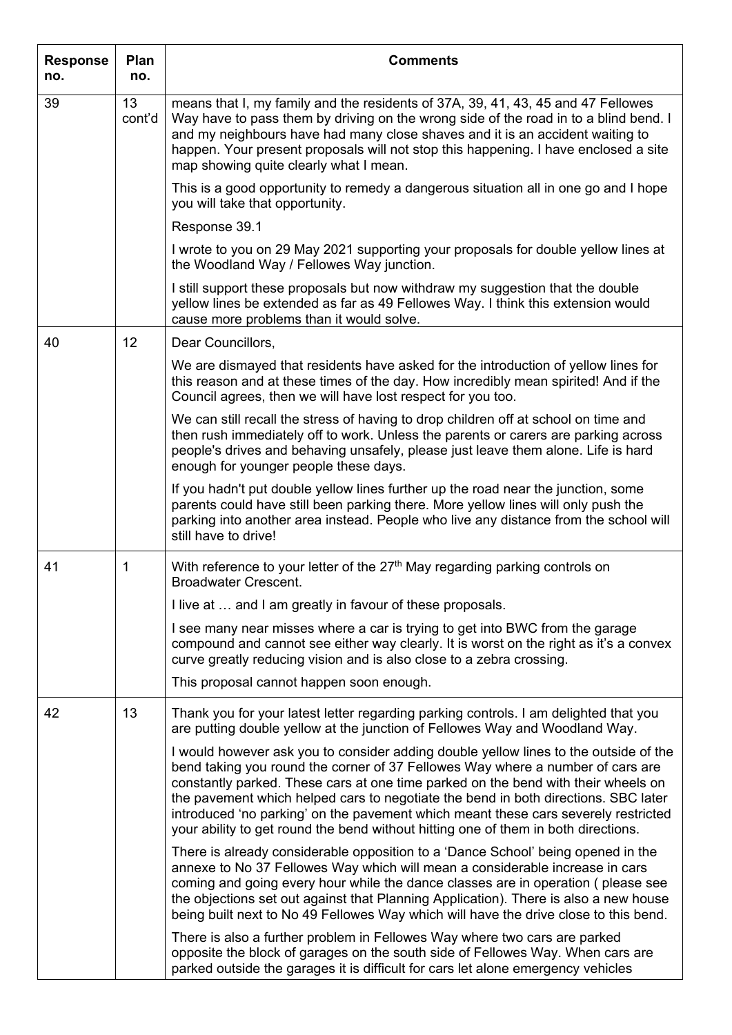| Response no. | Plan no. | Comments |
|---|---|---|
| 39 | 13 cont'd | means that I, my family and the residents of 37A, 39, 41, 43, 45 and 47 Fellowes Way have to pass them by driving on the wrong side of the road in to a blind bend. I and my neighbours have had many close shaves and it is an accident waiting to happen. Your present proposals will not stop this happening. I have enclosed a site map showing quite clearly what I mean.<br><br>This is a good opportunity to remedy a dangerous situation all in one go and I hope you will take that opportunity.<br><br>Response 39.1<br><br>I wrote to you on 29 May 2021 supporting your proposals for double yellow lines at the Woodland Way / Fellowes Way junction.<br><br>I still support these proposals but now withdraw my suggestion that the double yellow lines be extended as far as 49 Fellowes Way. I think this extension would cause more problems than it would solve. |
| 40 | 12 | Dear Councillors,<br><br>We are dismayed that residents have asked for the introduction of yellow lines for this reason and at these times of the day. How incredibly mean spirited! And if the Council agrees, then we will have lost respect for you too.<br><br>We can still recall the stress of having to drop children off at school on time and then rush immediately off to work. Unless the parents or carers are parking across people's drives and behaving unsafely, please just leave them alone. Life is hard enough for younger people these days.<br><br>If you hadn't put double yellow lines further up the road near the junction, some parents could have still been parking there. More yellow lines will only push the parking into another area instead. People who live any distance from the school will still have to drive! |
| 41 | 1 | With reference to your letter of the 27th May regarding parking controls on Broadwater Crescent.<br><br>I live at … and I am greatly in favour of these proposals.<br><br>I see many near misses where a car is trying to get into BWC from the garage compound and cannot see either way clearly. It is worst on the right as it's a convex curve greatly reducing vision and is also close to a zebra crossing.<br><br>This proposal cannot happen soon enough. |
| 42 | 13 | Thank you for your latest letter regarding parking controls. I am delighted that you are putting double yellow at the junction of Fellowes Way and Woodland Way.<br><br>I would however ask you to consider adding double yellow lines to the outside of the bend taking you round the corner of 37 Fellowes Way where a number of cars are constantly parked. These cars at one time parked on the bend with their wheels on the pavement which helped cars to negotiate the bend in both directions. SBC later introduced 'no parking' on the pavement which meant these cars severely restricted your ability to get round the bend without hitting one of them in both directions.<br><br>There is already considerable opposition to a 'Dance School' being opened in the annexe to No 37 Fellowes Way which will mean a considerable increase in cars coming and going every hour while the dance classes are in operation ( please see the objections set out against that Planning Application). There is also a new house being built next to No 49 Fellowes Way which will have the drive close to this bend.<br><br>There is also a further problem in Fellowes Way where two cars are parked opposite the block of garages on the south side of Fellowes Way. When cars are parked outside the garages it is difficult for cars let alone emergency vehicles |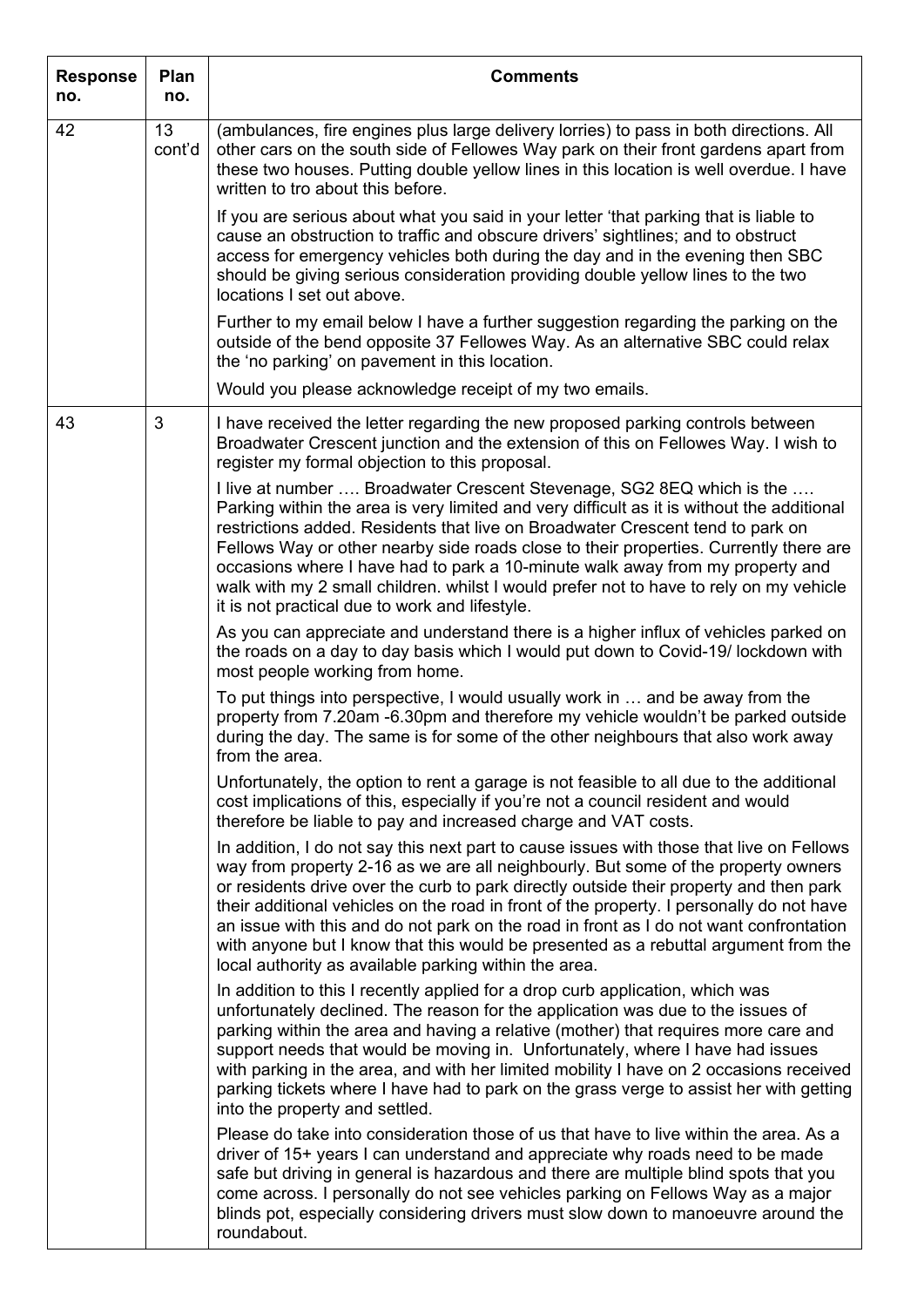| Response no. | Plan no. | Comments |
|---|---|---|
| 42 | 13 cont'd | (ambulances, fire engines plus large delivery lorries) to pass in both directions. All other cars on the south side of Fellowes Way park on their front gardens apart from these two houses. Putting double yellow lines in this location is well overdue. I have written to tro about this before.<br><br>If you are serious about what you said in your letter 'that parking that is liable to cause an obstruction to traffic and obscure drivers' sightlines; and to obstruct access for emergency vehicles both during the day and in the evening then SBC should be giving serious consideration providing double yellow lines to the two locations I set out above.<br><br>Further to my email below I have a further suggestion regarding the parking on the outside of the bend opposite 37 Fellowes Way. As an alternative SBC could relax the 'no parking' on pavement in this location.<br><br>Would you please acknowledge receipt of my two emails. |
| 43 | 3 | I have received the letter regarding the new proposed parking controls between Broadwater Crescent junction and the extension of this on Fellowes Way. I wish to register my formal objection to this proposal.<br><br>I live at number …. Broadwater Crescent Stevenage, SG2 8EQ which is the …. Parking within the area is very limited and very difficult as it is without the additional restrictions added. Residents that live on Broadwater Crescent tend to park on Fellows Way or other nearby side roads close to their properties. Currently there are occasions where I have had to park a 10-minute walk away from my property and walk with my 2 small children. whilst I would prefer not to have to rely on my vehicle it is not practical due to work and lifestyle.<br><br>As you can appreciate and understand there is a higher influx of vehicles parked on the roads on a day to day basis which I would put down to Covid-19/ lockdown with most people working from home.<br><br>To put things into perspective, I would usually work in … and be away from the property from 7.20am -6.30pm and therefore my vehicle wouldn't be parked outside during the day. The same is for some of the other neighbours that also work away from the area.<br><br>Unfortunately, the option to rent a garage is not feasible to all due to the additional cost implications of this, especially if you're not a council resident and would therefore be liable to pay and increased charge and VAT costs.<br><br>In addition, I do not say this next part to cause issues with those that live on Fellows way from property 2-16 as we are all neighbourly. But some of the property owners or residents drive over the curb to park directly outside their property and then park their additional vehicles on the road in front of the property. I personally do not have an issue with this and do not park on the road in front as I do not want confrontation with anyone but I know that this would be presented as a rebuttal argument from the local authority as available parking within the area.<br><br>In addition to this I recently applied for a drop curb application, which was unfortunately declined. The reason for the application was due to the issues of parking within the area and having a relative (mother) that requires more care and support needs that would be moving in. Unfortunately, where I have had issues with parking in the area, and with her limited mobility I have on 2 occasions received parking tickets where I have had to park on the grass verge to assist her with getting into the property and settled.<br><br>Please do take into consideration those of us that have to live within the area. As a driver of 15+ years I can understand and appreciate why roads need to be made safe but driving in general is hazardous and there are multiple blind spots that you come across. I personally do not see vehicles parking on Fellows Way as a major blinds pot, especially considering drivers must slow down to manoeuvre around the roundabout. |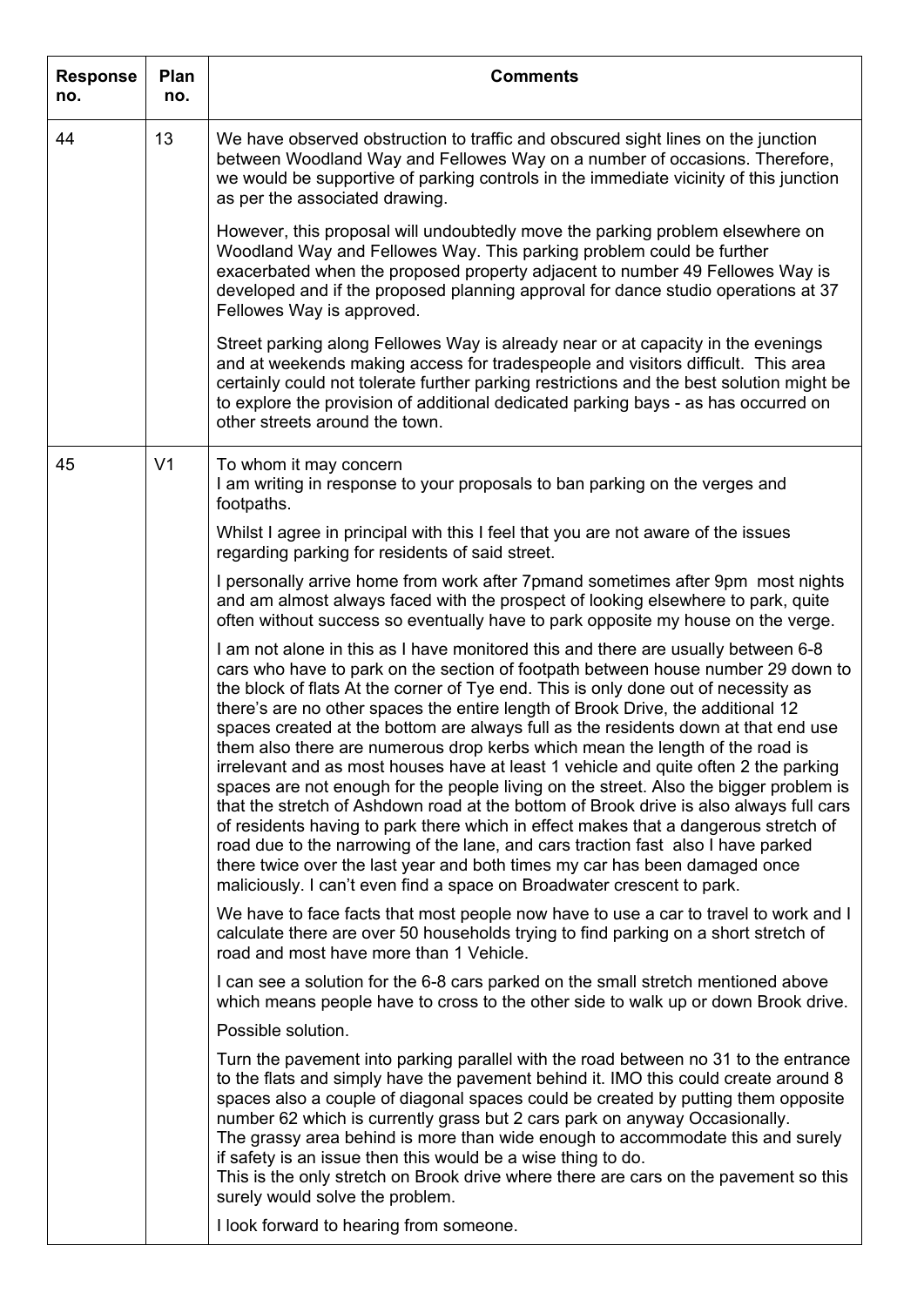| Response no. | Plan no. | Comments |
|---|---|---|
| 44 | 13 | We have observed obstruction to traffic and obscured sight lines on the junction between Woodland Way and Fellowes Way on a number of occasions. Therefore, we would be supportive of parking controls in the immediate vicinity of this junction as per the associated drawing.<br><br>However, this proposal will undoubtedly move the parking problem elsewhere on Woodland Way and Fellowes Way. This parking problem could be further exacerbated when the proposed property adjacent to number 49 Fellowes Way is developed and if the proposed planning approval for dance studio operations at 37 Fellowes Way is approved.<br><br>Street parking along Fellowes Way is already near or at capacity in the evenings and at weekends making access for tradespeople and visitors difficult. This area certainly could not tolerate further parking restrictions and the best solution might be to explore the provision of additional dedicated parking bays - as has occurred on other streets around the town. |
| 45 | V1 | To whom it may concern<br>I am writing in response to your proposals to ban parking on the verges and footpaths.<br><br>Whilst I agree in principal with this I feel that you are not aware of the issues regarding parking for residents of said street.<br><br>I personally arrive home from work after 7pmand sometimes after 9pm most nights and am almost always faced with the prospect of looking elsewhere to park, quite often without success so eventually have to park opposite my house on the verge.<br><br>I am not alone in this as I have monitored this and there are usually between 6-8 cars who have to park on the section of footpath between house number 29 down to the block of flats At the corner of Tye end. This is only done out of necessity as there's are no other spaces the entire length of Brook Drive, the additional 12 spaces created at the bottom are always full as the residents down at that end use them also there are numerous drop kerbs which mean the length of the road is irrelevant and as most houses have at least 1 vehicle and quite often 2 the parking spaces are not enough for the people living on the street. Also the bigger problem is that the stretch of Ashdown road at the bottom of Brook drive is also always full cars of residents having to park there which in effect makes that a dangerous stretch of road due to the narrowing of the lane, and cars traction fast also I have parked there twice over the last year and both times my car has been damaged once maliciously. I can't even find a space on Broadwater crescent to park.<br><br>We have to face facts that most people now have to use a car to travel to work and I calculate there are over 50 households trying to find parking on a short stretch of road and most have more than 1 Vehicle.<br><br>I can see a solution for the 6-8 cars parked on the small stretch mentioned above which means people have to cross to the other side to walk up or down Brook drive.<br><br>Possible solution.<br><br>Turn the pavement into parking parallel with the road between no 31 to the entrance to the flats and simply have the pavement behind it. IMO this could create around 8 spaces also a couple of diagonal spaces could be created by putting them opposite number 62 which is currently grass but 2 cars park on anyway Occasionally.<br>The grassy area behind is more than wide enough to accommodate this and surely if safety is an issue then this would be a wise thing to do.<br>This is the only stretch on Brook drive where there are cars on the pavement so this surely would solve the problem.<br><br>I look forward to hearing from someone. |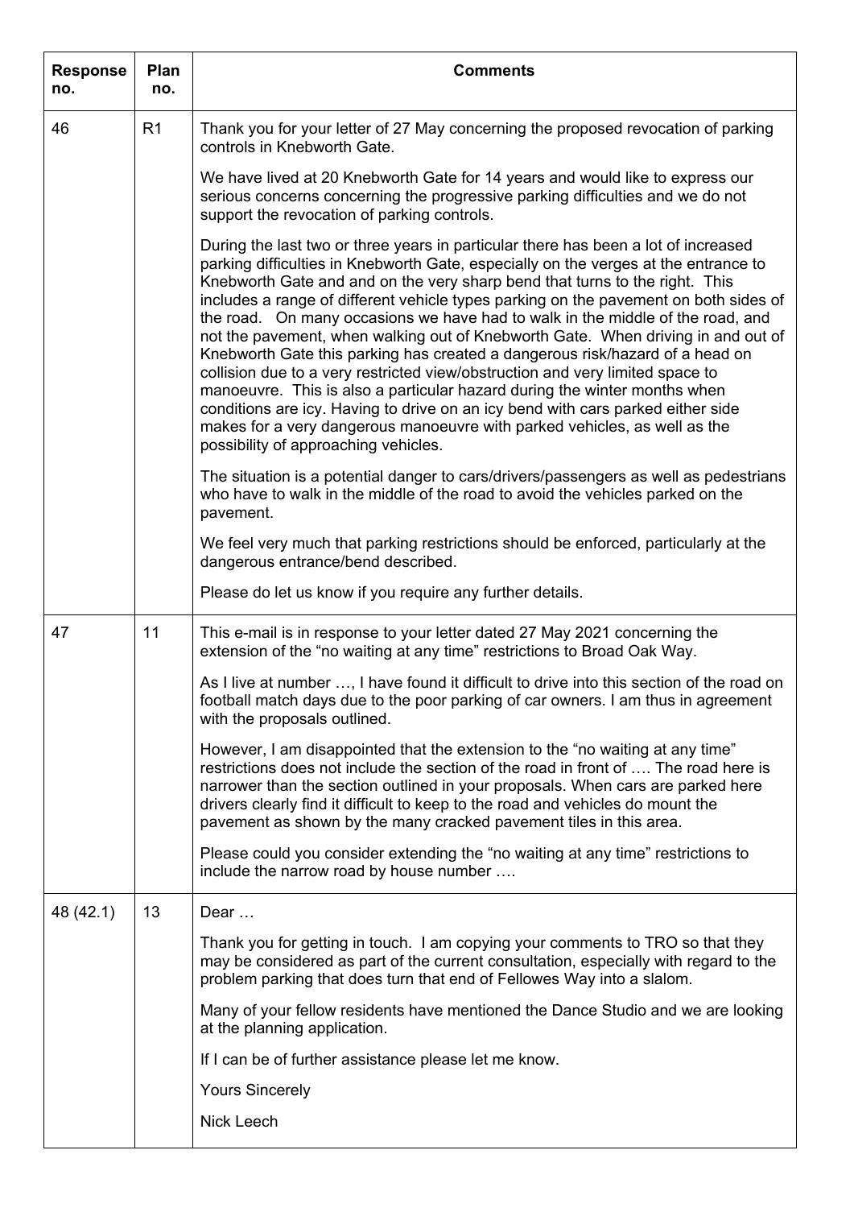| Response no. | Plan no. | Comments |
|---|---|---|
| 46 | R1 | Thank you for your letter of 27 May concerning the proposed revocation of parking controls in Knebworth Gate.<br><br>We have lived at 20 Knebworth Gate for 14 years and would like to express our serious concerns concerning the progressive parking difficulties and we do not support the revocation of parking controls.<br><br>During the last two or three years in particular there has been a lot of increased parking difficulties in Knebworth Gate, especially on the verges at the entrance to Knebworth Gate and and on the very sharp bend that turns to the right. This includes a range of different vehicle types parking on the pavement on both sides of the road. On many occasions we have had to walk in the middle of the road, and not the pavement, when walking out of Knebworth Gate. When driving in and out of Knebworth Gate this parking has created a dangerous risk/hazard of a head on collision due to a very restricted view/obstruction and very limited space to manoeuvre. This is also a particular hazard during the winter months when conditions are icy. Having to drive on an icy bend with cars parked either side makes for a very dangerous manoeuvre with parked vehicles, as well as the possibility of approaching vehicles.<br><br>The situation is a potential danger to cars/drivers/passengers as well as pedestrians who have to walk in the middle of the road to avoid the vehicles parked on the pavement.<br><br>We feel very much that parking restrictions should be enforced, particularly at the dangerous entrance/bend described.<br><br>Please do let us know if you require any further details. |
| 47 | 11 | This e-mail is in response to your letter dated 27 May 2021 concerning the extension of the "no waiting at any time" restrictions to Broad Oak Way.<br><br>As I live at number …, I have found it difficult to drive into this section of the road on football match days due to the poor parking of car owners. I am thus in agreement with the proposals outlined.<br><br>However, I am disappointed that the extension to the "no waiting at any time" restrictions does not include the section of the road in front of …. The road here is narrower than the section outlined in your proposals. When cars are parked here drivers clearly find it difficult to keep to the road and vehicles do mount the pavement as shown by the many cracked pavement tiles in this area.<br><br>Please could you consider extending the "no waiting at any time" restrictions to include the narrow road by house number …. |
| 48 (42.1) | 13 | Dear …<br><br>Thank you for getting in touch. I am copying your comments to TRO so that they may be considered as part of the current consultation, especially with regard to the problem parking that does turn that end of Fellowes Way into a slalom.<br><br>Many of your fellow residents have mentioned the Dance Studio and we are looking at the planning application.<br><br>If I can be of further assistance please let me know.<br><br>Yours Sincerely<br><br>Nick Leech |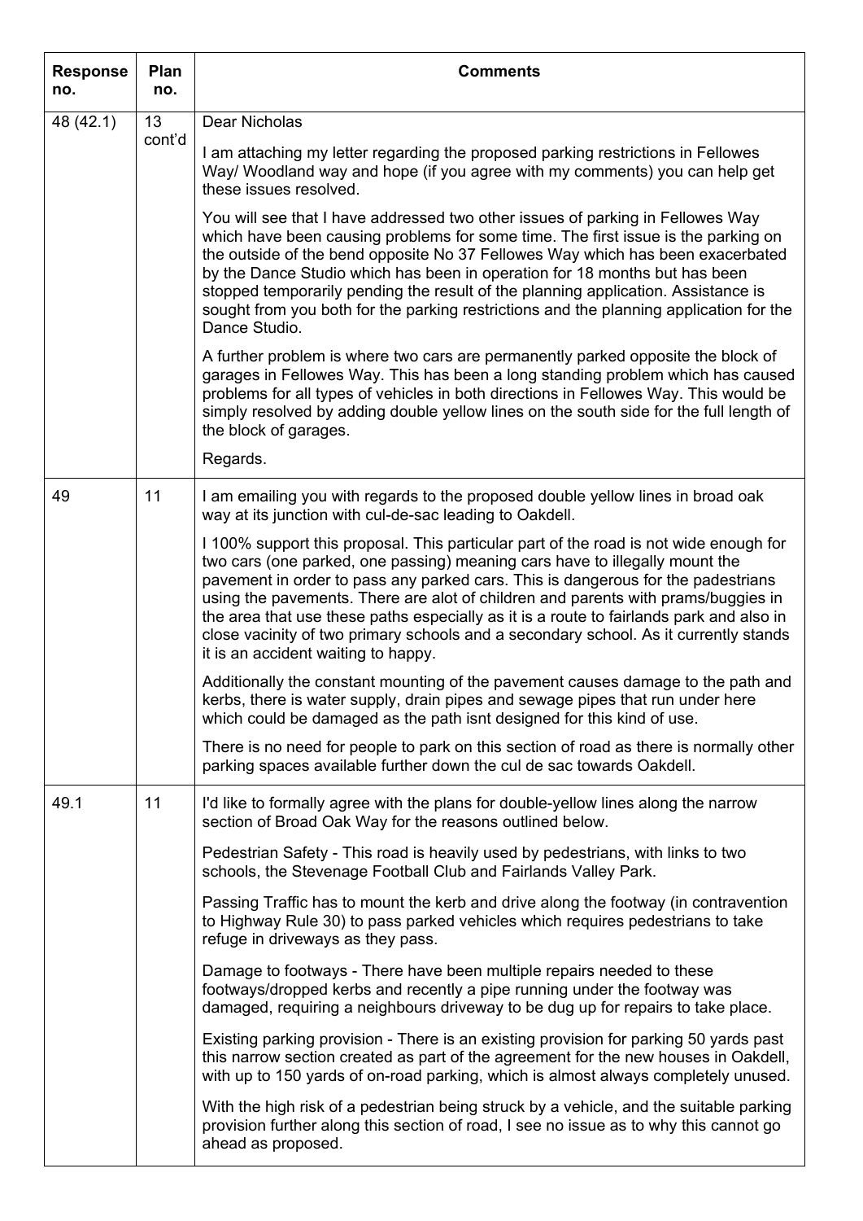| Response no. | Plan no. | Comments |
|---|---|---|
| 48 (42.1) | 13 cont'd | Dear Nicholas<br><br>I am attaching my letter regarding the proposed parking restrictions in Fellowes Way/ Woodland way and hope (if you agree with my comments) you can help get these issues resolved.<br><br>You will see that I have addressed two other issues of parking in Fellowes Way which have been causing problems for some time. The first issue is the parking on the outside of the bend opposite No 37 Fellowes Way which has been exacerbated by the Dance Studio which has been in operation for 18 months but has been stopped temporarily pending the result of the planning application. Assistance is sought from you both for the parking restrictions and the planning application for the Dance Studio.<br><br>A further problem is where two cars are permanently parked opposite the block of garages in Fellowes Way. This has been a long standing problem which has caused problems for all types of vehicles in both directions in Fellowes Way. This would be simply resolved by adding double yellow lines on the south side for the full length of the block of garages.<br><br>Regards. |
| 49 | 11 | I am emailing you with regards to the proposed double yellow lines in broad oak way at its junction with cul-de-sac leading to Oakdell.<br><br>I 100% support this proposal. This particular part of the road is not wide enough for two cars (one parked, one passing) meaning cars have to illegally mount the pavement in order to pass any parked cars. This is dangerous for the pedestrians using the pavements. There are alot of children and parents with prams/buggies in the area that use these paths especially as it is a route to fairlands park and also in close vacinity of two primary schools and a secondary school. As it currently stands it is an accident waiting to happy.<br><br>Additionally the constant mounting of the pavement causes damage to the path and kerbs, there is water supply, drain pipes and sewage pipes that run under here which could be damaged as the path isnt designed for this kind of use.<br><br>There is no need for people to park on this section of road as there is normally other parking spaces available further down the cul de sac towards Oakdell. |
| 49.1 | 11 | I'd like to formally agree with the plans for double-yellow lines along the narrow section of Broad Oak Way for the reasons outlined below.<br><br>Pedestrian Safety - This road is heavily used by pedestrians, with links to two schools, the Stevenage Football Club and Fairlands Valley Park.<br><br>Passing Traffic has to mount the kerb and drive along the footway (in contravention to Highway Rule 30) to pass parked vehicles which requires pedestrians to take refuge in driveways as they pass.<br><br>Damage to footways - There have been multiple repairs needed to these footways/dropped kerbs and recently a pipe running under the footway was damaged, requiring a neighbours driveway to be dug up for repairs to take place.<br><br>Existing parking provision - There is an existing provision for parking 50 yards past this narrow section created as part of the agreement for the new houses in Oakdell, with up to 150 yards of on-road parking, which is almost always completely unused.<br><br>With the high risk of a pedestrian being struck by a vehicle, and the suitable parking provision further along this section of road, I see no issue as to why this cannot go ahead as proposed. |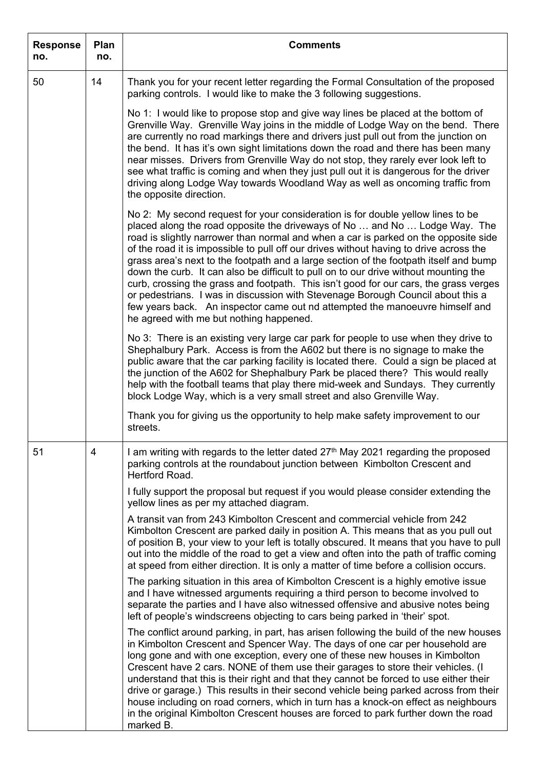| Response no. | Plan no. | Comments |
|---|---|---|
| 50 | 14 | Thank you for your recent letter regarding the Formal Consultation of the proposed parking controls. I would like to make the 3 following suggestions.<br><br>No 1: I would like to propose stop and give way lines be placed at the bottom of Grenville Way. Grenville Way joins in the middle of Lodge Way on the bend. There are currently no road markings there and drivers just pull out from the junction on the bend. It has it's own sight limitations down the road and there has been many near misses. Drivers from Grenville Way do not stop, they rarely ever look left to see what traffic is coming and when they just pull out it is dangerous for the driver driving along Lodge Way towards Woodland Way as well as oncoming traffic from the opposite direction.<br><br>No 2: My second request for your consideration is for double yellow lines to be placed along the road opposite the driveways of No … and No … Lodge Way. The road is slightly narrower than normal and when a car is parked on the opposite side of the road it is impossible to pull off our drives without having to drive across the grass area's next to the footpath and a large section of the footpath itself and bump down the curb. It can also be difficult to pull on to our drive without mounting the curb, crossing the grass and footpath. This isn't good for our cars, the grass verges or pedestrians. I was in discussion with Stevenage Borough Council about this a few years back. An inspector came out nd attempted the manoeuvre himself and he agreed with me but nothing happened.<br><br>No 3: There is an existing very large car park for people to use when they drive to Shephalbury Park. Access is from the A602 but there is no signage to make the public aware that the car parking facility is located there. Could a sign be placed at the junction of the A602 for Shephalbury Park be placed there? This would really help with the football teams that play there mid-week and Sundays. They currently block Lodge Way, which is a very small street and also Grenville Way.<br><br>Thank you for giving us the opportunity to help make safety improvement to our streets. |
| 51 | 4 | I am writing with regards to the letter dated 27th May 2021 regarding the proposed parking controls at the roundabout junction between Kimbolton Crescent and Hertford Road.<br><br>I fully support the proposal but request if you would please consider extending the yellow lines as per my attached diagram.<br><br>A transit van from 243 Kimbolton Crescent and commercial vehicle from 242 Kimbolton Crescent are parked daily in position A. This means that as you pull out of position B, your view to your left is totally obscured. It means that you have to pull out into the middle of the road to get a view and often into the path of traffic coming at speed from either direction. It is only a matter of time before a collision occurs.<br><br>The parking situation in this area of Kimbolton Crescent is a highly emotive issue and I have witnessed arguments requiring a third person to become involved to separate the parties and I have also witnessed offensive and abusive notes being left of people's windscreens objecting to cars being parked in 'their' spot.<br><br>The conflict around parking, in part, has arisen following the build of the new houses in Kimbolton Crescent and Spencer Way. The days of one car per household are long gone and with one exception, every one of these new houses in Kimbolton Crescent have 2 cars. NONE of them use their garages to store their vehicles. (I understand that this is their right and that they cannot be forced to use either their drive or garage.) This results in their second vehicle being parked across from their house including on road corners, which in turn has a knock-on effect as neighbours in the original Kimbolton Crescent houses are forced to park further down the road marked B. |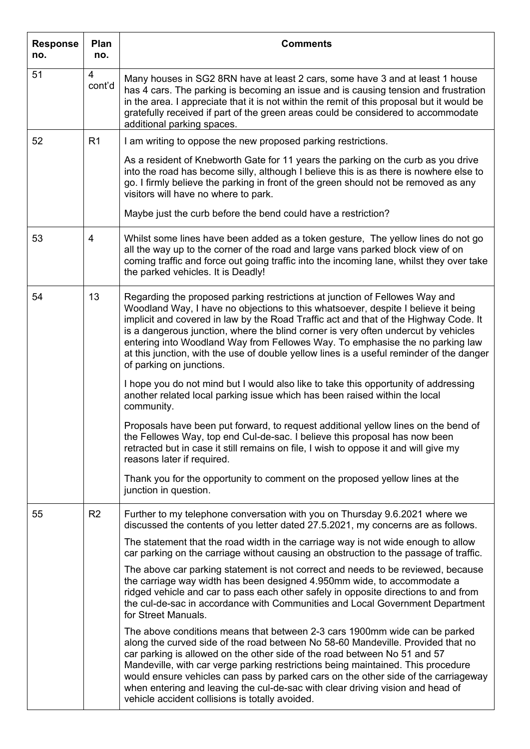| Response no. | Plan no. | Comments |
|---|---|---|
| 51 | 4 cont'd | Many houses in SG2 8RN have at least 2 cars, some have 3 and at least 1 house has 4 cars. The parking is becoming an issue and is causing tension and frustration in the area. I appreciate that it is not within the remit of this proposal but it would be gratefully received if part of the green areas could be considered to accommodate additional parking spaces. |
| 52 | R1 | I am writing to oppose the new proposed parking restrictions.<br><br>As a resident of Knebworth Gate for 11 years the parking on the curb as you drive into the road has become silly, although I believe this is as there is nowhere else to go. I firmly believe the parking in front of the green should not be removed as any visitors will have no where to park.<br><br>Maybe just the curb before the bend could have a restriction? |
| 53 | 4 | Whilst some lines have been added as a token gesture, The yellow lines do not go all the way up to the corner of the road and large vans parked block view of on coming traffic and force out going traffic into the incoming lane, whilst they over take the parked vehicles. It is Deadly! |
| 54 | 13 | Regarding the proposed parking restrictions at junction of Fellowes Way and Woodland Way, I have no objections to this whatsoever, despite I believe it being implicit and covered in law by the Road Traffic act and that of the Highway Code. It is a dangerous junction, where the blind corner is very often undercut by vehicles entering into Woodland Way from Fellowes Way. To emphasise the no parking law at this junction, with the use of double yellow lines is a useful reminder of the danger of parking on junctions.<br><br>I hope you do not mind but I would also like to take this opportunity of addressing another related local parking issue which has been raised within the local community.<br><br>Proposals have been put forward, to request additional yellow lines on the bend of the Fellowes Way, top end Cul-de-sac. I believe this proposal has now been retracted but in case it still remains on file, I wish to oppose it and will give my reasons later if required.<br><br>Thank you for the opportunity to comment on the proposed yellow lines at the junction in question. |
| 55 | R2 | Further to my telephone conversation with you on Thursday 9.6.2021 where we discussed the contents of you letter dated 27.5.2021, my concerns are as follows.<br><br>The statement that the road width in the carriage way is not wide enough to allow car parking on the carriage without causing an obstruction to the passage of traffic.<br><br>The above car parking statement is not correct and needs to be reviewed, because the carriage way width has been designed 4.950mm wide, to accommodate a ridged vehicle and car to pass each other safely in opposite directions to and from the cul-de-sac in accordance with Communities and Local Government Department for Street Manuals.<br><br>The above conditions means that between 2-3 cars 1900mm wide can be parked along the curved side of the road between No 58-60 Mandeville. Provided that no car parking is allowed on the other side of the road between No 51 and 57 Mandeville, with car verge parking restrictions being maintained. This procedure would ensure vehicles can pass by parked cars on the other side of the carriageway when entering and leaving the cul-de-sac with clear driving vision and head of vehicle accident collisions is totally avoided. |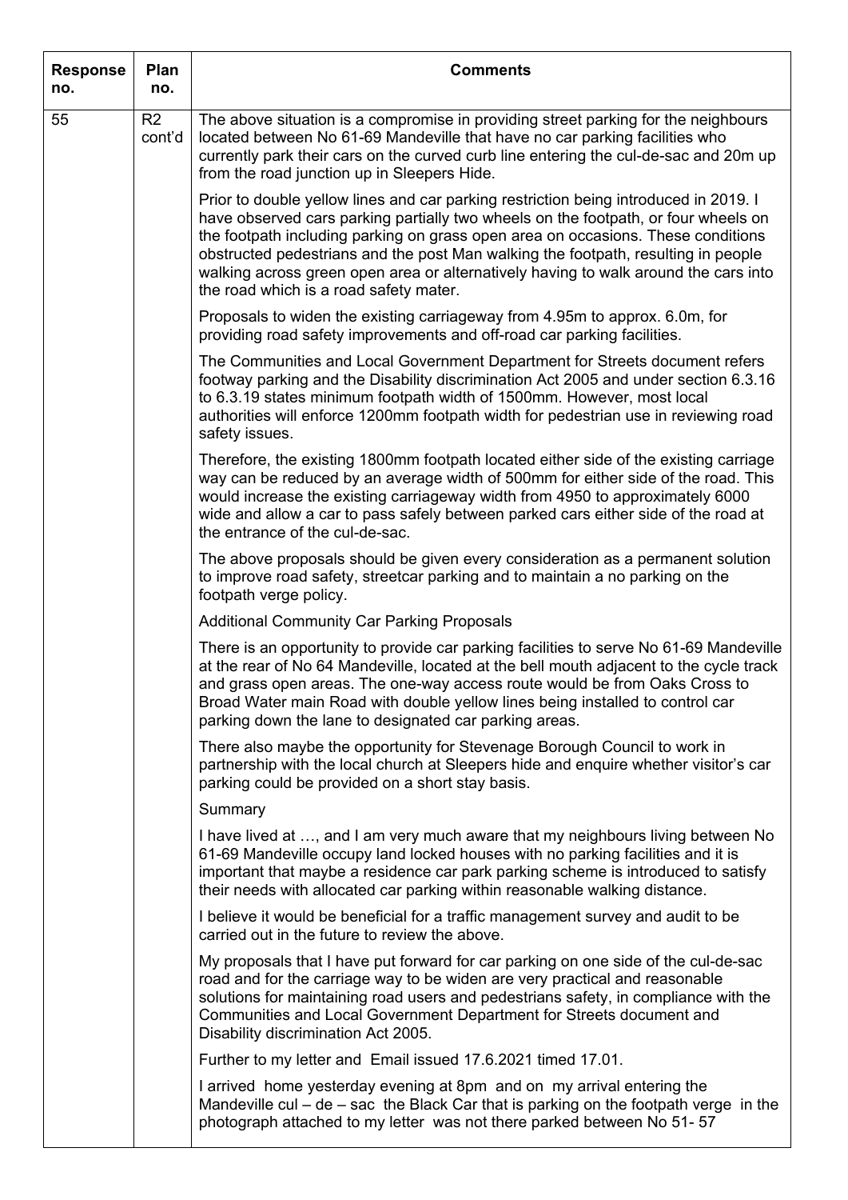| Response no. | Plan no. | Comments |
|---|---|---|
| 55 | R2 cont'd | The above situation is a compromise in providing street parking for the neighbours located between No 61-69 Mandeville that have no car parking facilities who currently park their cars on the curved curb line entering the cul-de-sac and 20m up from the road junction up in Sleepers Hide.<br><br>Prior to double yellow lines and car parking restriction being introduced in 2019. I have observed cars parking partially two wheels on the footpath, or four wheels on the footpath including parking on grass open area on occasions. These conditions obstructed pedestrians and the post Man walking the footpath, resulting in people walking across green open area or alternatively having to walk around the cars into the road which is a road safety mater.<br><br>Proposals to widen the existing carriageway from 4.95m to approx. 6.0m, for providing road safety improvements and off-road car parking facilities.<br><br>The Communities and Local Government Department for Streets document refers footway parking and the Disability discrimination Act 2005 and under section 6.3.16 to 6.3.19 states minimum footpath width of 1500mm. However, most local authorities will enforce 1200mm footpath width for pedestrian use in reviewing road safety issues.<br><br>Therefore, the existing 1800mm footpath located either side of the existing carriage way can be reduced by an average width of 500mm for either side of the road. This would increase the existing carriageway width from 4950 to approximately 6000 wide and allow a car to pass safely between parked cars either side of the road at the entrance of the cul-de-sac.<br><br>The above proposals should be given every consideration as a permanent solution to improve road safety, streetcar parking and to maintain a no parking on the footpath verge policy.<br><br>Additional Community Car Parking Proposals<br><br>There is an opportunity to provide car parking facilities to serve No 61-69 Mandeville at the rear of No 64 Mandeville, located at the bell mouth adjacent to the cycle track and grass open areas. The one-way access route would be from Oaks Cross to Broad Water main Road with double yellow lines being installed to control car parking down the lane to designated car parking areas.<br><br>There also maybe the opportunity for Stevenage Borough Council to work in partnership with the local church at Sleepers hide and enquire whether visitor's car parking could be provided on a short stay basis.<br><br>Summary<br><br>I have lived at …, and I am very much aware that my neighbours living between No 61-69 Mandeville occupy land locked houses with no parking facilities and it is important that maybe a residence car park parking scheme is introduced to satisfy their needs with allocated car parking within reasonable walking distance.<br><br>I believe it would be beneficial for a traffic management survey and audit to be carried out in the future to review the above.<br><br>My proposals that I have put forward for car parking on one side of the cul-de-sac road and for the carriage way to be widen are very practical and reasonable solutions for maintaining road users and pedestrians safety, in compliance with the Communities and Local Government Department for Streets document and Disability discrimination Act 2005.<br><br>Further to my letter and Email issued 17.6.2021 timed 17.01.<br><br>I arrived home yesterday evening at 8pm and on my arrival entering the Mandeville cul – de – sac the Black Car that is parking on the footpath verge in the photograph attached to my letter was not there parked between No 51- 57 |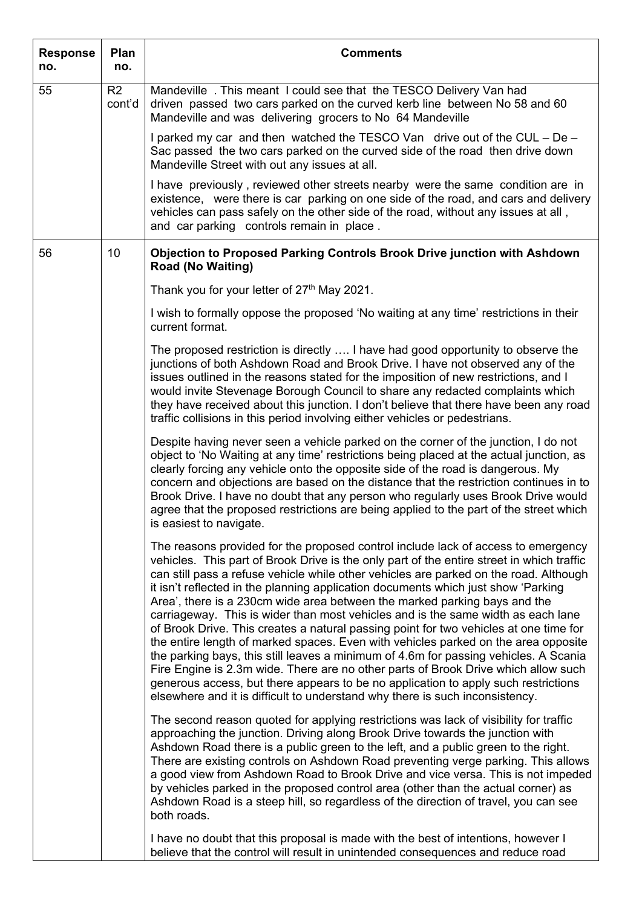| Response no. | Plan no. | Comments |
|---|---|---|
| 55 | R2 cont'd | Mandeville . This meant I could see that the TESCO Delivery Van had driven passed two cars parked on the curved kerb line between No 58 and 60 Mandeville and was delivering grocers to No 64 Mandeville<br><br>I parked my car and then watched the TESCO Van drive out of the CUL – De – Sac passed the two cars parked on the curved side of the road then drive down Mandeville Street with out any issues at all.<br><br>I have previously , reviewed other streets nearby were the same condition are in existence, were there is car parking on one side of the road, and cars and delivery vehicles can pass safely on the other side of the road, without any issues at all , and car parking controls remain in place . |
| 56 | 10 | **Objection to Proposed Parking Controls Brook Drive junction with Ashdown Road (No Waiting)**<br><br>Thank you for your letter of 27th May 2021.<br><br>I wish to formally oppose the proposed 'No waiting at any time' restrictions in their current format.<br><br>The proposed restriction is directly …. I have had good opportunity to observe the junctions of both Ashdown Road and Brook Drive. I have not observed any of the issues outlined in the reasons stated for the imposition of new restrictions, and I would invite Stevenage Borough Council to share any redacted complaints which they have received about this junction. I don't believe that there have been any road traffic collisions in this period involving either vehicles or pedestrians.<br><br>Despite having never seen a vehicle parked on the corner of the junction, I do not object to 'No Waiting at any time' restrictions being placed at the actual junction, as clearly forcing any vehicle onto the opposite side of the road is dangerous. My concern and objections are based on the distance that the restriction continues in to Brook Drive. I have no doubt that any person who regularly uses Brook Drive would agree that the proposed restrictions are being applied to the part of the street which is easiest to navigate.<br><br>The reasons provided for the proposed control include lack of access to emergency vehicles. This part of Brook Drive is the only part of the entire street in which traffic can still pass a refuse vehicle while other vehicles are parked on the road. Although it isn't reflected in the planning application documents which just show 'Parking Area', there is a 230cm wide area between the marked parking bays and the carriageway. This is wider than most vehicles and is the same width as each lane of Brook Drive. This creates a natural passing point for two vehicles at one time for the entire length of marked spaces. Even with vehicles parked on the area opposite the parking bays, this still leaves a minimum of 4.6m for passing vehicles. A Scania Fire Engine is 2.3m wide. There are no other parts of Brook Drive which allow such generous access, but there appears to be no application to apply such restrictions elsewhere and it is difficult to understand why there is such inconsistency.<br><br>The second reason quoted for applying restrictions was lack of visibility for traffic approaching the junction. Driving along Brook Drive towards the junction with Ashdown Road there is a public green to the left, and a public green to the right. There are existing controls on Ashdown Road preventing verge parking. This allows a good view from Ashdown Road to Brook Drive and vice versa. This is not impeded by vehicles parked in the proposed control area (other than the actual corner) as Ashdown Road is a steep hill, so regardless of the direction of travel, you can see both roads.<br><br>I have no doubt that this proposal is made with the best of intentions, however I believe that the control will result in unintended consequences and reduce road |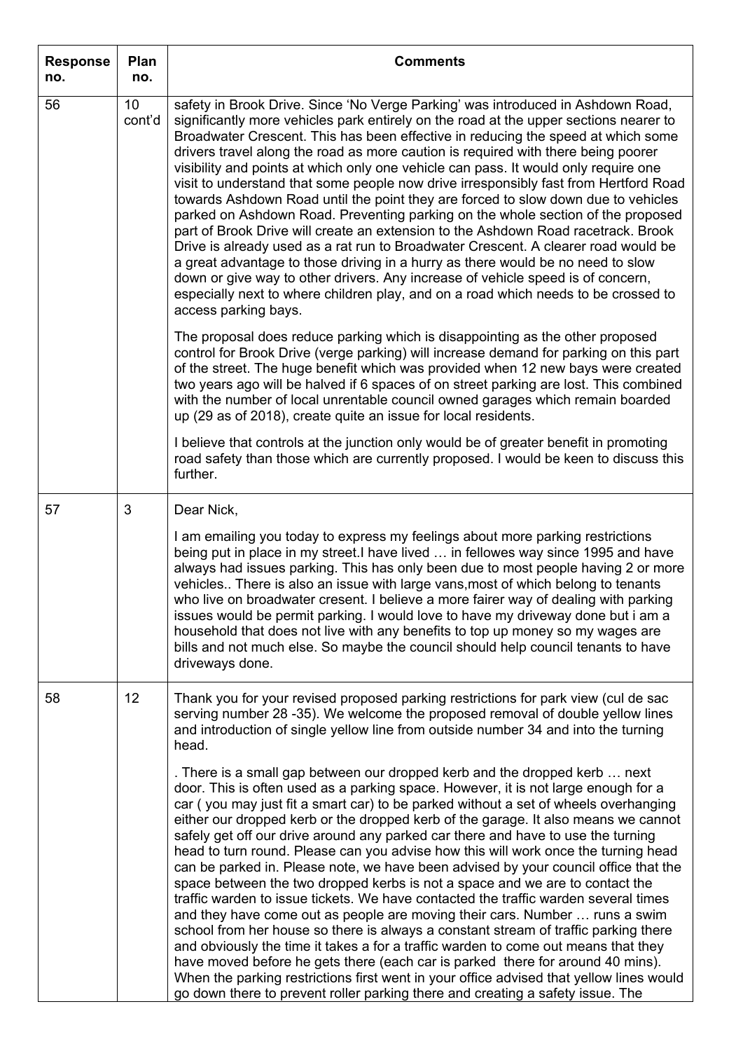| Response no. | Plan no. | Comments |
|---|---|---|
| 56 | 10 cont'd | safety in Brook Drive. Since 'No Verge Parking' was introduced in Ashdown Road, significantly more vehicles park entirely on the road at the upper sections nearer to Broadwater Crescent. This has been effective in reducing the speed at which some drivers travel along the road as more caution is required with there being poorer visibility and points at which only one vehicle can pass. It would only require one visit to understand that some people now drive irresponsibly fast from Hertford Road towards Ashdown Road until the point they are forced to slow down due to vehicles parked on Ashdown Road. Preventing parking on the whole section of the proposed part of Brook Drive will create an extension to the Ashdown Road racetrack. Brook Drive is already used as a rat run to Broadwater Crescent. A clearer road would be a great advantage to those driving in a hurry as there would be no need to slow down or give way to other drivers. Any increase of vehicle speed is of concern, especially next to where children play, and on a road which needs to be crossed to access parking bays.<br><br>The proposal does reduce parking which is disappointing as the other proposed control for Brook Drive (verge parking) will increase demand for parking on this part of the street. The huge benefit which was provided when 12 new bays were created two years ago will be halved if 6 spaces of on street parking are lost. This combined with the number of local unrentable council owned garages which remain boarded up (29 as of 2018), create quite an issue for local residents.<br><br>I believe that controls at the junction only would be of greater benefit in promoting road safety than those which are currently proposed. I would be keen to discuss this further. |
| 57 | 3 | Dear Nick,<br><br>I am emailing you today to express my feelings about more parking restrictions being put in place in my street.I have lived … in fellowes way since 1995 and have always had issues parking. This has only been due to most people having 2 or more vehicles.. There is also an issue with large vans,most of which belong to tenants who live on broadwater cresent. I believe a more fairer way of dealing with parking issues would be permit parking. I would love to have my driveway done but i am a household that does not live with any benefits to top up money so my wages are bills and not much else. So maybe the council should help council tenants to have driveways done. |
| 58 | 12 | Thank you for your revised proposed parking restrictions for park view (cul de sac serving number 28 -35). We welcome the proposed removal of double yellow lines and introduction of single yellow line from outside number 34 and into the turning head.<br><br>. There is a small gap between our dropped kerb and the dropped kerb … next door. This is often used as a parking space. However, it is not large enough for a car ( you may just fit a smart car) to be parked without a set of wheels overhanging either our dropped kerb or the dropped kerb of the garage. It also means we cannot safely get off our drive around any parked car there and have to use the turning head to turn round. Please can you advise how this will work once the turning head can be parked in. Please note, we have been advised by your council office that the space between the two dropped kerbs is not a space and we are to contact the traffic warden to issue tickets. We have contacted the traffic warden several times and they have come out as people are moving their cars. Number … runs a swim school from her house so there is always a constant stream of traffic parking there and obviously the time it takes a for a traffic warden to come out means that they have moved before he gets there (each car is parked there for around 40 mins). When the parking restrictions first went in your office advised that yellow lines would go down there to prevent roller parking there and creating a safety issue. The |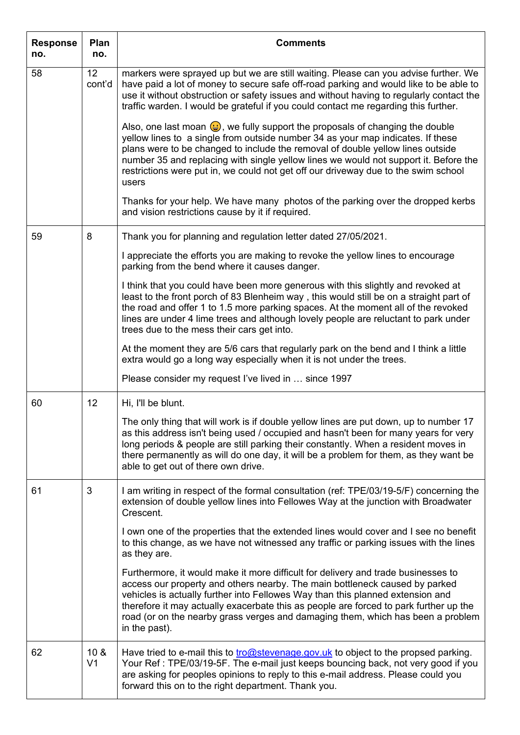| Response no. | Plan no. | Comments |
|---|---|---|
| 58 | 12 cont'd | markers were sprayed up but we are still waiting. Please can you advise further. We have paid a lot of money to secure safe off-road parking and would like to be able to use it without obstruction or safety issues and without having to regularly contact the traffic warden. I would be grateful if you could contact me regarding this further.<br><br>Also, one last moan 😀, we fully support the proposals of changing the double yellow lines to a single from outside number 34 as your map indicates. If these plans were to be changed to include the removal of double yellow lines outside number 35 and replacing with single yellow lines we would not support it. Before the restrictions were put in, we could not get off our driveway due to the swim school users<br><br>Thanks for your help. We have many photos of the parking over the dropped kerbs and vision restrictions cause by it if required. |
| 59 | 8 | Thank you for planning and regulation letter dated 27/05/2021.<br><br>I appreciate the efforts you are making to revoke the yellow lines to encourage parking from the bend where it causes danger.<br><br>I think that you could have been more generous with this slightly and revoked at least to the front porch of 83 Blenheim way , this would still be on a straight part of the road and offer 1 to 1.5 more parking spaces. At the moment all of the revoked lines are under 4 lime trees and although lovely people are reluctant to park under trees due to the mess their cars get into.<br><br>At the moment they are 5/6 cars that regularly park on the bend and I think a little extra would go a long way especially when it is not under the trees.<br><br>Please consider my request I've lived in … since 1997 |
| 60 | 12 | Hi, I'll be blunt.<br><br>The only thing that will work is if double yellow lines are put down, up to number 17 as this address isn't being used / occupied and hasn't been for many years for very long periods & people are still parking their constantly. When a resident moves in there permanently as will do one day, it will be a problem for them, as they want be able to get out of there own drive. |
| 61 | 3 | I am writing in respect of the formal consultation (ref: TPE/03/19-5/F) concerning the extension of double yellow lines into Fellowes Way at the junction with Broadwater Crescent.<br><br>I own one of the properties that the extended lines would cover and I see no benefit to this change, as we have not witnessed any traffic or parking issues with the lines as they are.<br><br>Furthermore, it would make it more difficult for delivery and trade businesses to access our property and others nearby. The main bottleneck caused by parked vehicles is actually further into Fellowes Way than this planned extension and therefore it may actually exacerbate this as people are forced to park further up the road (or on the nearby grass verges and damaging them, which has been a problem in the past). |
| 62 | 10 & V1 | Have tried to e-mail this to tro@stevenage.gov.uk to object to the propsed parking. Your Ref : TPE/03/19-5F. The e-mail just keeps bouncing back, not very good if you are asking for peoples opinions to reply to this e-mail address. Please could you forward this on to the right department. Thank you. |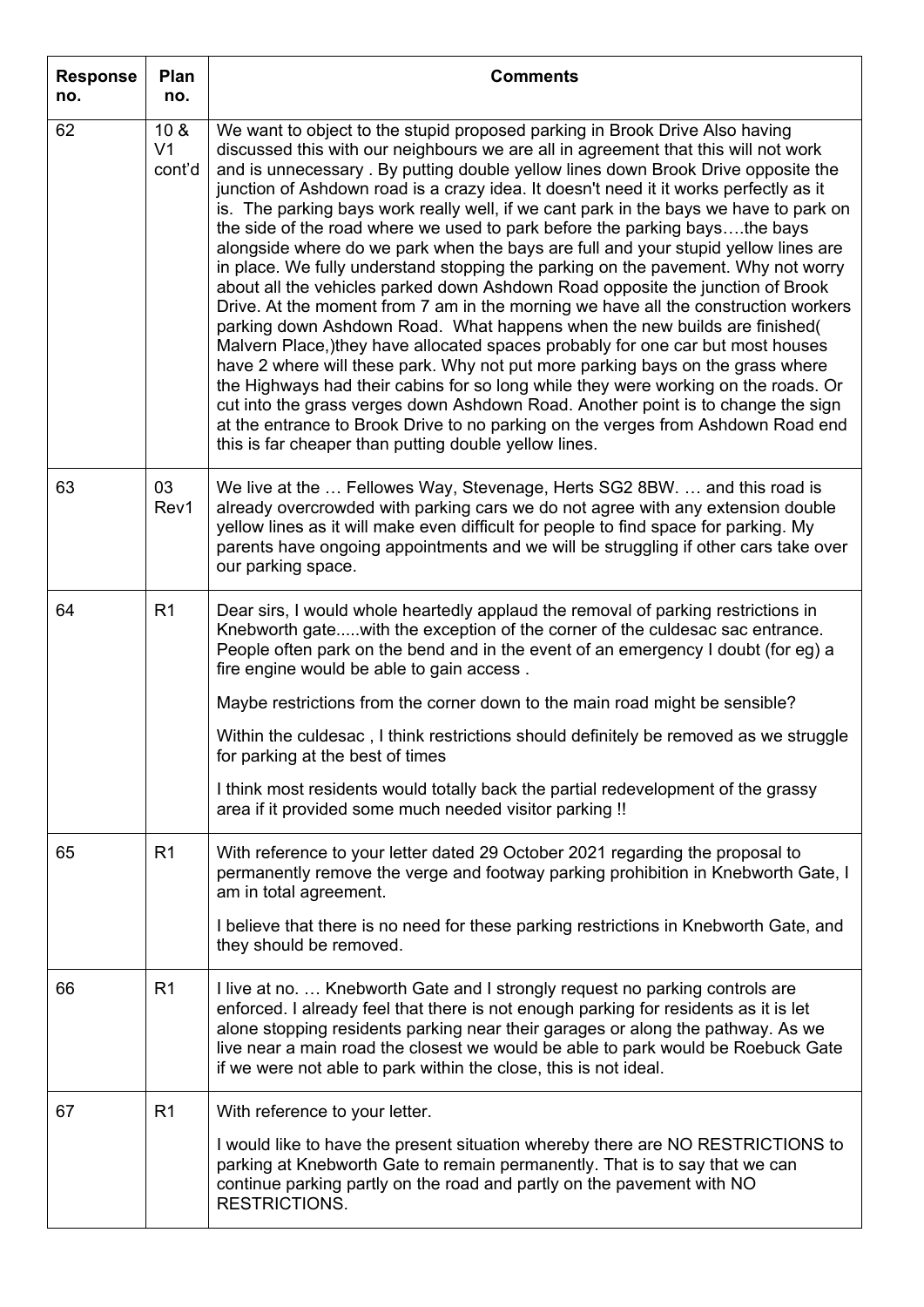| Response no. | Plan no. | Comments |
|---|---|---|
| 62 | 10 & V1 cont'd | We want to object to the stupid proposed parking in Brook Drive Also having discussed this with our neighbours we are all in agreement that this will not work and is unnecessary . By putting double yellow lines down Brook Drive opposite the junction of Ashdown road is a crazy idea. It doesn't need it it works perfectly as it is. The parking bays work really well, if we cant park in the bays we have to park on the side of the road where we used to park before the parking bays….the bays alongside where do we park when the bays are full and your stupid yellow lines are in place. We fully understand stopping the parking on the pavement. Why not worry about all the vehicles parked down Ashdown Road opposite the junction of Brook Drive. At the moment from 7 am in the morning we have all the construction workers parking down Ashdown Road. What happens when the new builds are finished( Malvern Place,)they have allocated spaces probably for one car but most houses have 2 where will these park. Why not put more parking bays on the grass where the Highways had their cabins for so long while they were working on the roads. Or cut into the grass verges down Ashdown Road. Another point is to change the sign at the entrance to Brook Drive to no parking on the verges from Ashdown Road end this is far cheaper than putting double yellow lines. |
| 63 | 03 Rev1 | We live at the … Fellowes Way, Stevenage, Herts SG2 8BW. … and this road is already overcrowded with parking cars we do not agree with any extension double yellow lines as it will make even difficult for people to find space for parking. My parents have ongoing appointments and we will be struggling if other cars take over our parking space. |
| 64 | R1 | Dear sirs, I would whole heartedly applaud the removal of parking restrictions in Knebworth gate.....with the exception of the corner of the culdesac sac entrance. People often park on the bend and in the event of an emergency I doubt (for eg) a fire engine would be able to gain access .<br><br>Maybe restrictions from the corner down to the main road might be sensible?<br><br>Within the culdesac , I think restrictions should definitely be removed as we struggle for parking at the best of times<br><br>I think most residents would totally back the partial redevelopment of the grassy area if it provided some much needed visitor parking !! |
| 65 | R1 | With reference to your letter dated 29 October 2021 regarding the proposal to permanently remove the verge and footway parking prohibition in Knebworth Gate, I am in total agreement.<br><br>I believe that there is no need for these parking restrictions in Knebworth Gate, and they should be removed. |
| 66 | R1 | I live at no. … Knebworth Gate and I strongly request no parking controls are enforced. I already feel that there is not enough parking for residents as it is let alone stopping residents parking near their garages or along the pathway. As we live near a main road the closest we would be able to park would be Roebuck Gate if we were not able to park within the close, this is not ideal. |
| 67 | R1 | With reference to your letter.<br><br>I would like to have the present situation whereby there are NO RESTRICTIONS to parking at Knebworth Gate to remain permanently. That is to say that we can continue parking partly on the road and partly on the pavement with NO RESTRICTIONS. |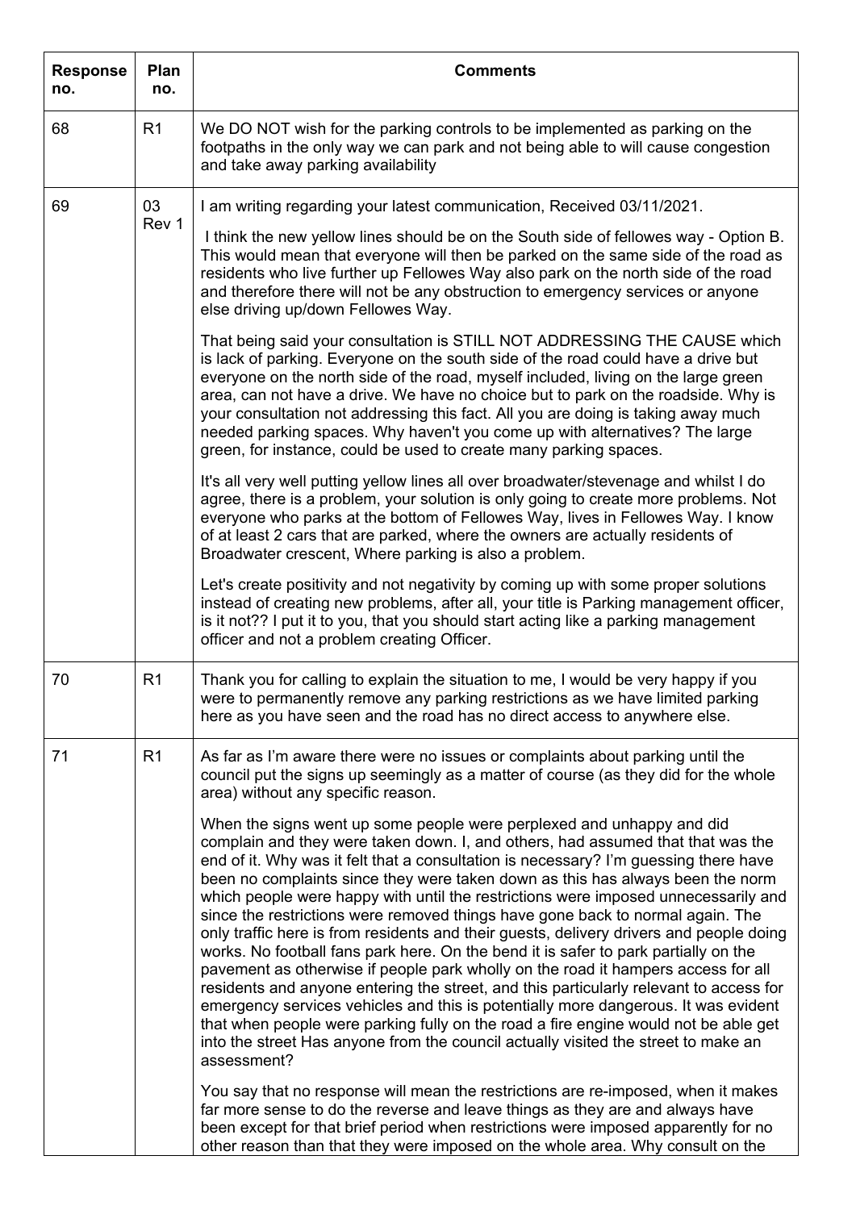| Response no. | Plan no. | Comments |
|---|---|---|
| 68 | R1 | We DO NOT wish for the parking controls to be implemented as parking on the footpaths in the only way we can park and not being able to will cause congestion and take away parking availability |
| 69 | 03 Rev 1 | I am writing regarding your latest communication, Received 03/11/2021.<br><br>I think the new yellow lines should be on the South side of fellowes way - Option B. This would mean that everyone will then be parked on the same side of the road as residents who live further up Fellowes Way also park on the north side of the road and therefore there will not be any obstruction to emergency services or anyone else driving up/down Fellowes Way.<br><br>That being said your consultation is STILL NOT ADDRESSING THE CAUSE which is lack of parking. Everyone on the south side of the road could have a drive but everyone on the north side of the road, myself included, living on the large green area, can not have a drive. We have no choice but to park on the roadside. Why is your consultation not addressing this fact. All you are doing is taking away much needed parking spaces. Why haven't you come up with alternatives? The large green, for instance, could be used to create many parking spaces.<br><br>It's all very well putting yellow lines all over broadwater/stevenage and whilst I do agree, there is a problem, your solution is only going to create more problems. Not everyone who parks at the bottom of Fellowes Way, lives in Fellowes Way. I know of at least 2 cars that are parked, where the owners are actually residents of Broadwater crescent, Where parking is also a problem.<br><br>Let's create positivity and not negativity by coming up with some proper solutions instead of creating new problems, after all, your title is Parking management officer, is it not?? I put it to you, that you should start acting like a parking management officer and not a problem creating Officer. |
| 70 | R1 | Thank you for calling to explain the situation to me, I would be very happy if you were to permanently remove any parking restrictions as we have limited parking here as you have seen and the road has no direct access to anywhere else. |
| 71 | R1 | As far as I'm aware there were no issues or complaints about parking until the council put the signs up seemingly as a matter of course (as they did for the whole area) without any specific reason.<br><br>When the signs went up some people were perplexed and unhappy and did complain and they were taken down. I, and others, had assumed that that was the end of it. Why was it felt that a consultation is necessary? I'm guessing there have been no complaints since they were taken down as this has always been the norm which people were happy with until the restrictions were imposed unnecessarily and since the restrictions were removed things have gone back to normal again. The only traffic here is from residents and their guests, delivery drivers and people doing works. No football fans park here. On the bend it is safer to park partially on the pavement as otherwise if people park wholly on the road it hampers access for all residents and anyone entering the street, and this particularly relevant to access for emergency services vehicles and this is potentially more dangerous. It was evident that when people were parking fully on the road a fire engine would not be able get into the street Has anyone from the council actually visited the street to make an assessment?<br><br>You say that no response will mean the restrictions are re-imposed, when it makes far more sense to do the reverse and leave things as they are and always have been except for that brief period when restrictions were imposed apparently for no other reason than that they were imposed on the whole area. Why consult on the |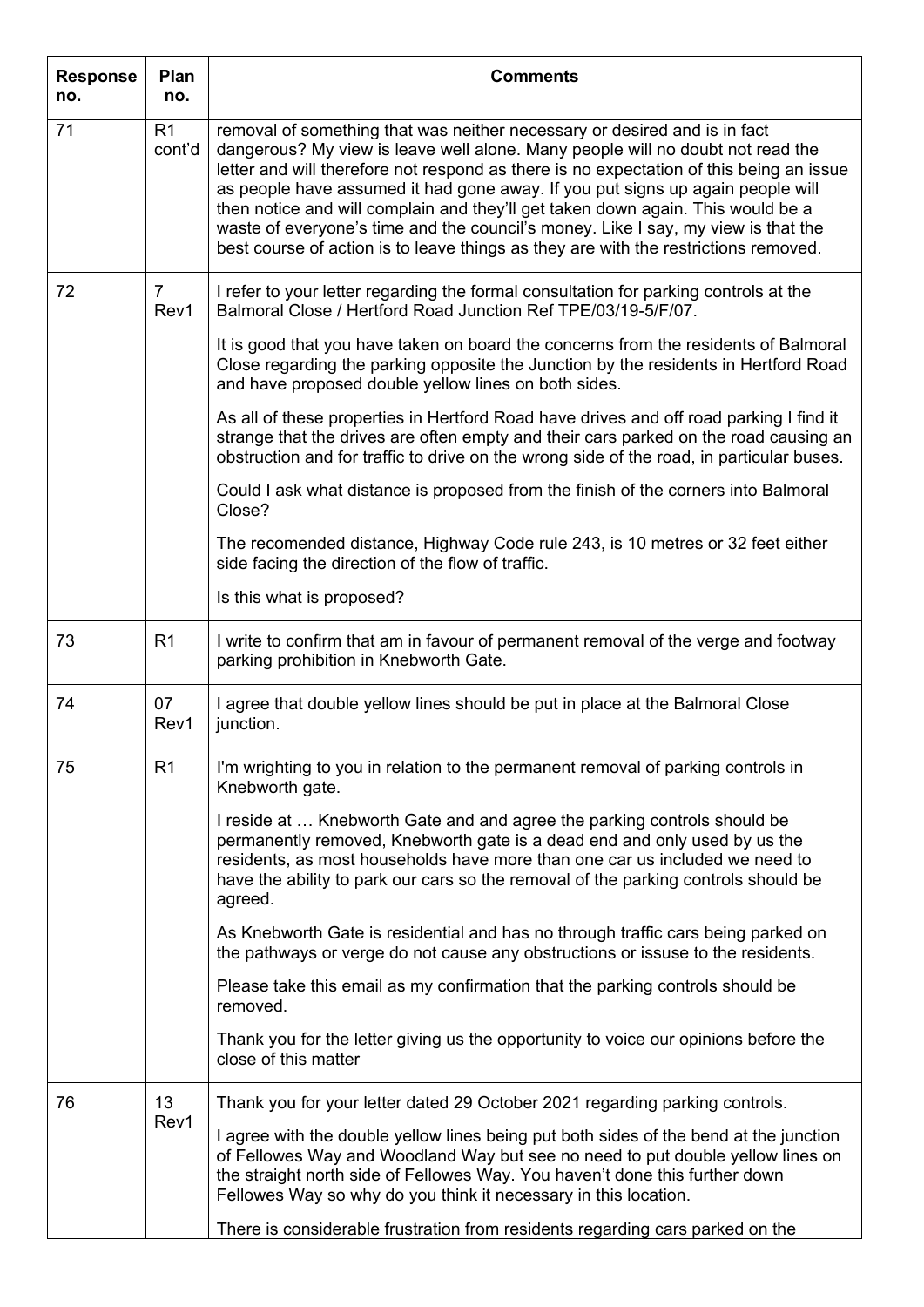| Response no. | Plan no. | Comments |
|---|---|---|
| 71 | R1 cont'd | removal of something that was neither necessary or desired and is in fact dangerous? My view is leave well alone. Many people will no doubt not read the letter and will therefore not respond as there is no expectation of this being an issue as people have assumed it had gone away. If you put signs up again people will then notice and will complain and they'll get taken down again. This would be a waste of everyone's time and the council's money. Like I say, my view is that the best course of action is to leave things as they are with the restrictions removed. |
| 72 | 7 Rev1 | I refer to your letter regarding the formal consultation for parking controls at the Balmoral Close / Hertford Road Junction Ref TPE/03/19-5/F/07.<br><br>It is good that you have taken on board the concerns from the residents of Balmoral Close regarding the parking opposite the Junction by the residents in Hertford Road and have proposed double yellow lines on both sides.<br><br>As all of these properties in Hertford Road have drives and off road parking I find it strange that the drives are often empty and their cars parked on the road causing an obstruction and for traffic to drive on the wrong side of the road, in particular buses.<br><br>Could I ask what distance is proposed from the finish of the corners into Balmoral Close?<br><br>The recomended distance, Highway Code rule 243, is 10 metres or 32 feet either side facing the direction of the flow of traffic.<br><br>Is this what is proposed? |
| 73 | R1 | I write to confirm that am in favour of permanent removal of the verge and footway parking prohibition in Knebworth Gate. |
| 74 | 07 Rev1 | I agree that double yellow lines should be put in place at the Balmoral Close junction. |
| 75 | R1 | I'm wrighting to you in relation to the permanent removal of parking controls in Knebworth gate.<br><br>I reside at … Knebworth Gate and and agree the parking controls should be permanently removed, Knebworth gate is a dead end and only used by us the residents, as most households have more than one car us included we need to have the ability to park our cars so the removal of the parking controls should be agreed.<br><br>As Knebworth Gate is residential and has no through traffic cars being parked on the pathways or verge do not cause any obstructions or issuse to the residents.<br><br>Please take this email as my confirmation that the parking controls should be removed.<br><br>Thank you for the letter giving us the opportunity to voice our opinions before the close of this matter |
| 76 | 13 Rev1 | Thank you for your letter dated 29 October 2021 regarding parking controls.<br><br>I agree with the double yellow lines being put both sides of the bend at the junction of Fellowes Way and Woodland Way but see no need to put double yellow lines on the straight north side of Fellowes Way. You haven't done this further down Fellowes Way so why do you think it necessary in this location.<br><br>There is considerable frustration from residents regarding cars parked on the |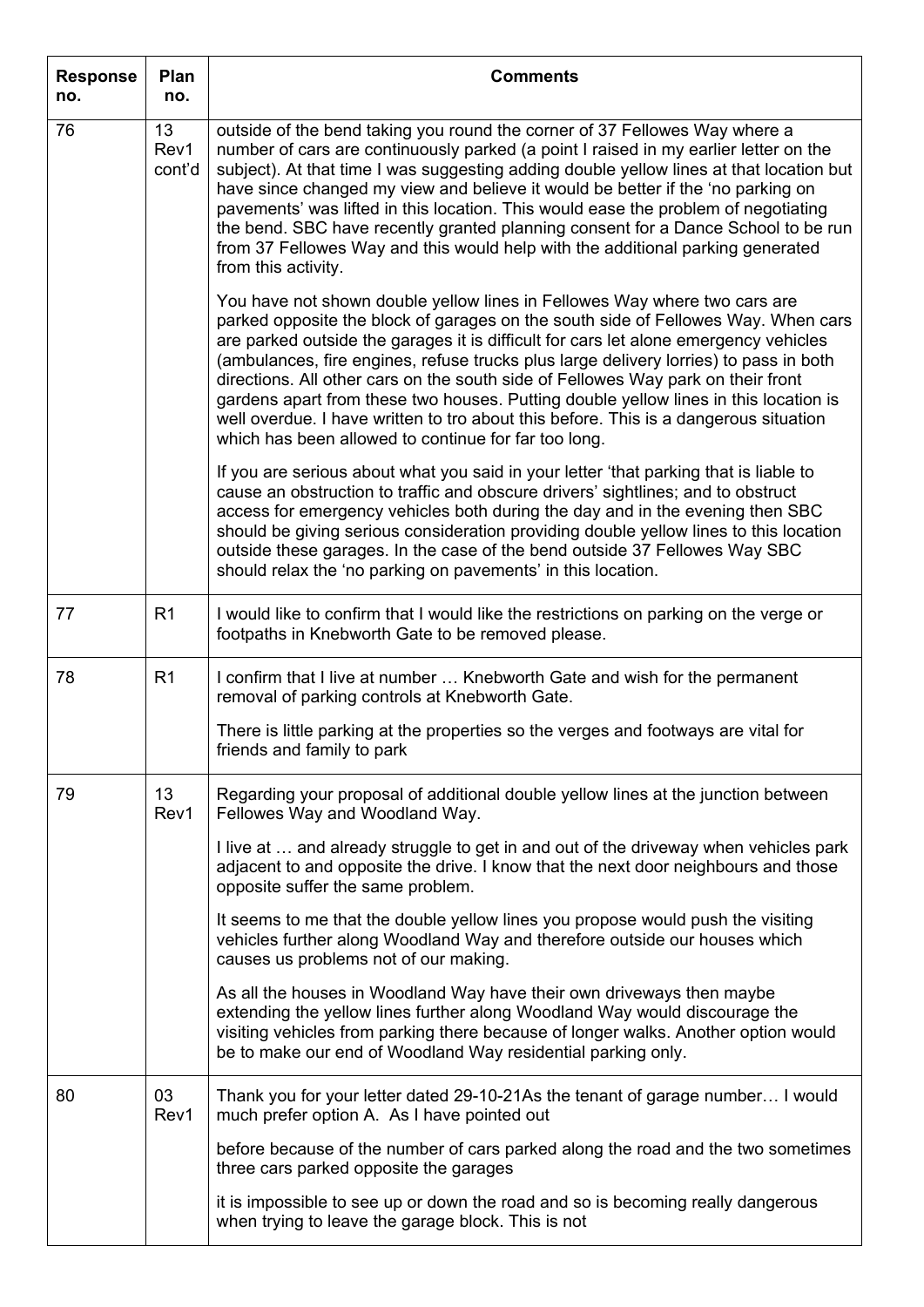| Response no. | Plan no. | Comments |
|---|---|---|
| 76 | 13 Rev1 cont'd | outside of the bend taking you round the corner of 37 Fellowes Way where a number of cars are continuously parked (a point I raised in my earlier letter on the subject). At that time I was suggesting adding double yellow lines at that location but have since changed my view and believe it would be better if the 'no parking on pavements' was lifted in this location. This would ease the problem of negotiating the bend. SBC have recently granted planning consent for a Dance School to be run from 37 Fellowes Way and this would help with the additional parking generated from this activity.<br><br>You have not shown double yellow lines in Fellowes Way where two cars are parked opposite the block of garages on the south side of Fellowes Way. When cars are parked outside the garages it is difficult for cars let alone emergency vehicles (ambulances, fire engines, refuse trucks plus large delivery lorries) to pass in both directions. All other cars on the south side of Fellowes Way park on their front gardens apart from these two houses. Putting double yellow lines in this location is well overdue. I have written to tro about this before. This is a dangerous situation which has been allowed to continue for far too long.<br><br>If you are serious about what you said in your letter 'that parking that is liable to cause an obstruction to traffic and obscure drivers' sightlines; and to obstruct access for emergency vehicles both during the day and in the evening then SBC should be giving serious consideration providing double yellow lines to this location outside these garages. In the case of the bend outside 37 Fellowes Way SBC should relax the 'no parking on pavements' in this location. |
| 77 | R1 | I would like to confirm that I would like the restrictions on parking on the verge or footpaths in Knebworth Gate to be removed please. |
| 78 | R1 | I confirm that I live at number … Knebworth Gate and wish for the permanent removal of parking controls at Knebworth Gate.<br><br>There is little parking at the properties so the verges and footways are vital for friends and family to park |
| 79 | 13 Rev1 | Regarding your proposal of additional double yellow lines at the junction between Fellowes Way and Woodland Way.<br><br>I live at … and already struggle to get in and out of the driveway when vehicles park adjacent to and opposite the drive. I know that the next door neighbours and those opposite suffer the same problem.<br><br>It seems to me that the double yellow lines you propose would push the visiting vehicles further along Woodland Way and therefore outside our houses which causes us problems not of our making.<br><br>As all the houses in Woodland Way have their own driveways then maybe extending the yellow lines further along Woodland Way would discourage the visiting vehicles from parking there because of longer walks. Another option would be to make our end of Woodland Way residential parking only. |
| 80 | 03 Rev1 | Thank you for your letter dated 29-10-21As the tenant of garage number… I would much prefer option A. As I have pointed out<br><br>before because of the number of cars parked along the road and the two sometimes three cars parked opposite the garages<br><br>it is impossible to see up or down the road and so is becoming really dangerous when trying to leave the garage block. This is not |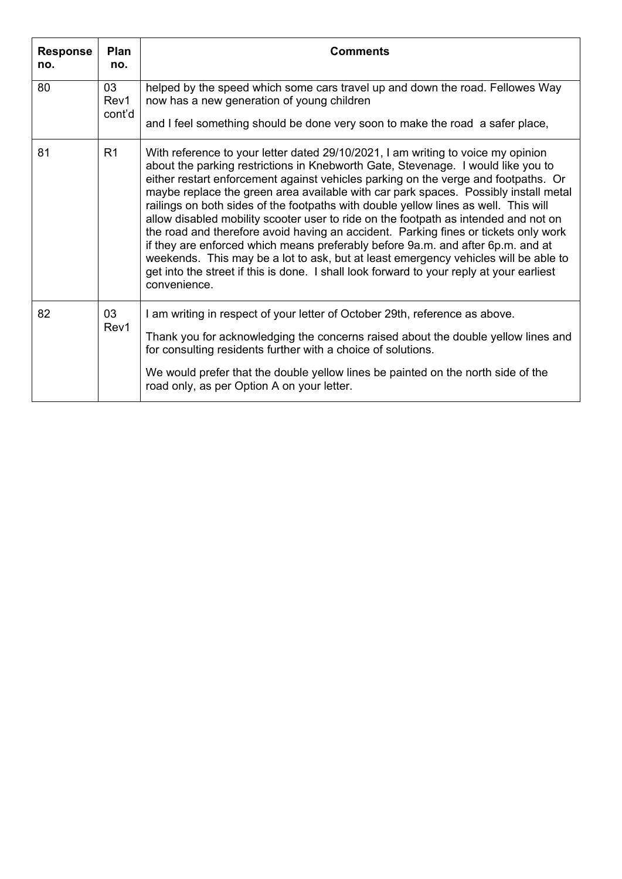| Response no. | Plan no. | Comments |
|---|---|---|
| 80 | 03 Rev1 cont'd | helped by the speed which some cars travel up and down the road. Fellowes Way now has a new generation of young children<br><br>and I feel something should be done very soon to make the road a safer place, |
| 81 | R1 | With reference to your letter dated 29/10/2021, I am writing to voice my opinion about the parking restrictions in Knebworth Gate, Stevenage. I would like you to either restart enforcement against vehicles parking on the verge and footpaths. Or maybe replace the green area available with car park spaces. Possibly install metal railings on both sides of the footpaths with double yellow lines as well. This will allow disabled mobility scooter user to ride on the footpath as intended and not on the road and therefore avoid having an accident. Parking fines or tickets only work if they are enforced which means preferably before 9a.m. and after 6p.m. and at weekends. This may be a lot to ask, but at least emergency vehicles will be able to get into the street if this is done. I shall look forward to your reply at your earliest convenience. |
| 82 | 03 Rev1 | I am writing in respect of your letter of October 29th, reference as above.<br><br>Thank you for acknowledging the concerns raised about the double yellow lines and for consulting residents further with a choice of solutions.<br><br>We would prefer that the double yellow lines be painted on the north side of the road only, as per Option A on your letter. |